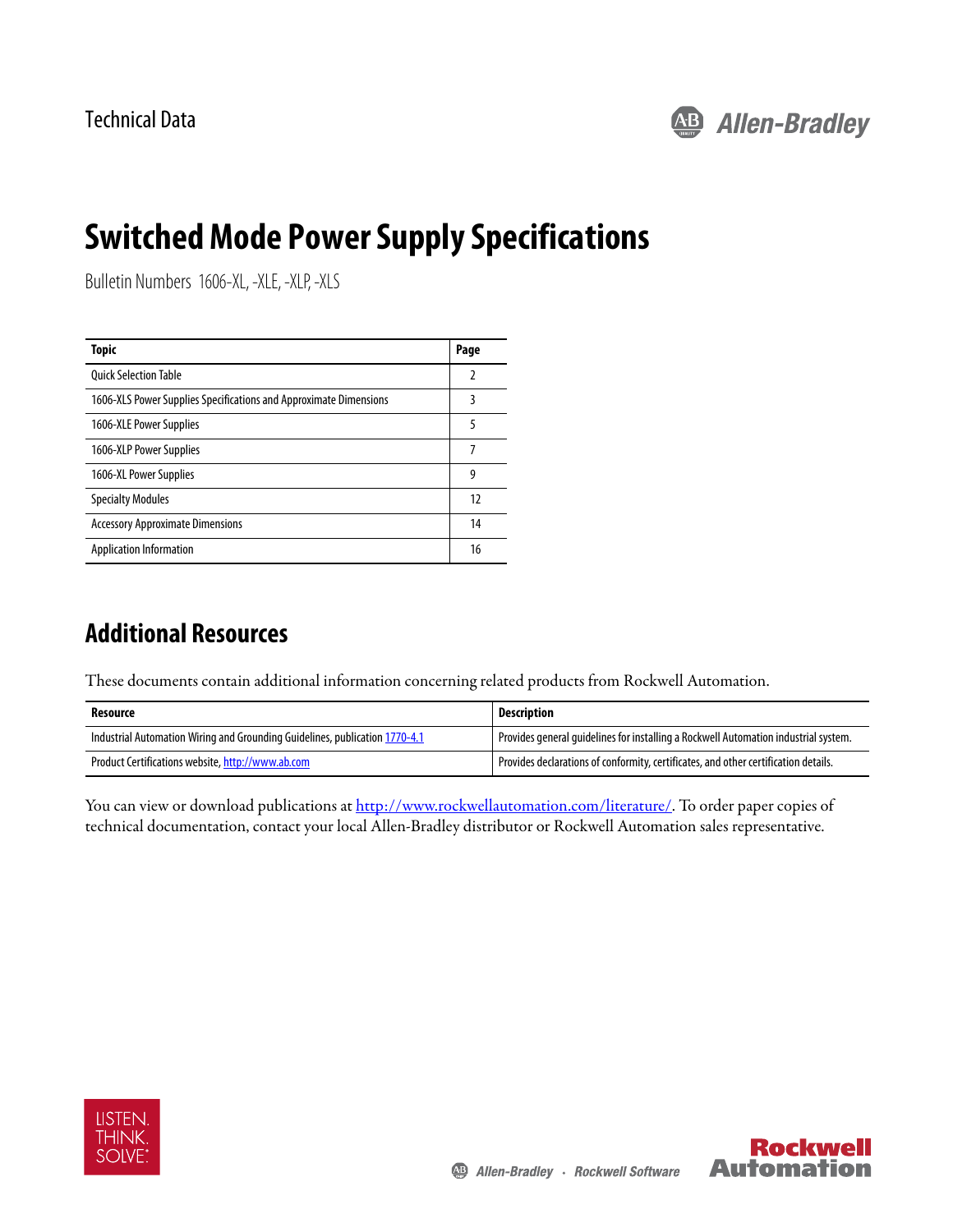Technical Data

# Switched Mode Power Supply Specifications

Bulletin Numbers 1606-XL, -XLE, -XLP, -XLS

| Topic | Page |
|---|---|
| Quick Selection Table | 2 |
| 1606-XLS Power Supplies Specifications and Approximate Dimensions | 3 |
| 1606-XLE Power Supplies | 5 |
| 1606-XLP Power Supplies | 7 |
| 1606-XL Power Supplies | 9 |
| Specialty Modules | 12 |
| Accessory Approximate Dimensions | 14 |
| Application Information | 16 |

## Additional Resources

These documents contain additional information concerning related products from Rockwell Automation.

| Resource | Description |
|---|---|
| Industrial Automation Wiring and Grounding Guidelines, publication 1770-4.1 | Provides general guidelines for installing a Rockwell Automation industrial system. |
| Product Certifications website, http://www.ab.com | Provides declarations of conformity, certificates, and other certification details. |

You can view or download publications at http://www.rockwellautomation.com/literature/. To order paper copies of technical documentation, contact your local Allen-Bradley distributor or Rockwell Automation sales representative.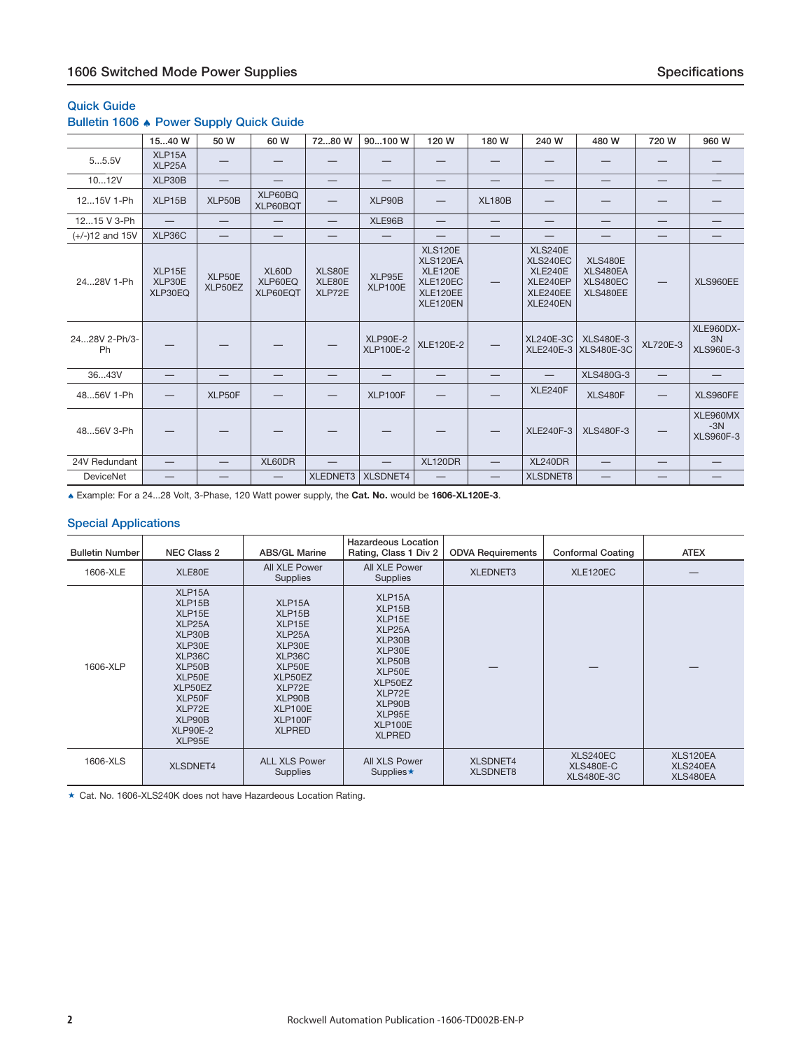## Quick Guide

### Bulletin 1606 ♠ Power Supply Quick Guide

| | 15...40 W | 50 W | 60 W | 72...80 W | 90...100 W | 120 W | 180 W | 240 W | 480 W | 720 W | 960 W |
|---|---|---|---|---|---|---|---|---|---|---|---|
| 5...5.5V | XLP15A XLP25A | — | — | — | — | — | — | — | — | — | — |
| 10...12V | XLP30B | — | — | — | — | — | — | — | — | — | — |
| 12...15V 1-Ph | XLP15B | XLP50B | XLP60BQ XLP60BQT | — | XLP90B | — | XL180B | — | — | — | — |
| 12...15 V 3-Ph | — | — | — | — | XLE96B | — | — | — | — | — | — |
| (+/-)12 and 15V | XLP36C | — | — | — | — | — | — | — | — | — | — |
| 24...28V 1-Ph | XLP15E XLP30E XLP30EQ | XLP50E XLP50EZ | XL60D XLP60EQ XLP60EQT | XLS80E XLE80E XLP72E | XLP95E XLP100E | XLS120E XLS120EA XLE120E XLE120EC XLE120EE XLE120EN | — | XLS240E XLS240EC XLE240E XLE240EP XLE240EE XLE240EN | XLS480E XLS480EA XLS480EC XLS480EE | — | XLS960EE |
| 24...28V 2-Ph/3-Ph | — | — | — | — | XLP90E-2 XLP100E-2 | XLE120E-2 | — | XL240E-3C XLE240E-3 | XLS480E-3 XLS480E-3C | XL720E-3 | XLE960DX-3N XLS960E-3 |
| 36...43V | — | — | — | — | — | — | — | — | XLS480G-3 | — | — |
| 48...56V 1-Ph | — | XLP50F | — | — | XLP100F | — | — | XLE240F | XLS480F | — | XLS960FE |
| 48...56V 3-Ph | — | — | — | — | — | — | — | XLE240F-3 | XLS480F-3 | — | XLE960MX-3N XLS960F-3 |
| 24V Redundant | — | — | XL60DR | — | — | XL120DR | — | XL240DR | — | — | — |
| DeviceNet | — | — | — | XLEDNET3 | XLSDNET4 | — | — | XLSDNET8 | — | — | — |

♠ Example: For a 24...28 Volt, 3-Phase, 120 Watt power supply, the **Cat. No.** would be **1606-XL120E-3**.

## Special Applications

| Bulletin Number | NEC Class 2 | ABS/GL Marine | Hazardous Location Rating, Class 1 Div 2 | ODVA Requirements | Conformal Coating | ATEX |
|---|---|---|---|---|---|---|
| 1606-XLE | XLE80E | All XLE Power Supplies | All XLE Power Supplies | XLEDNET3 | XLE120EC | — |
| 1606-XLP | XLP15A XLP15B XLP15E XLP25A XLP30B XLP30E XLP36C XLP50B XLP50E XLP50EZ XLP50F XLP72E XLP90B XLP90E-2 XLP95E | XLP15A XLP15B XLP15E XLP25A XLP30E XLP36C XLP50E XLP50EZ XLP72E XLP90B XLP100E XLP100F XLPRED | XLP15A XLP15B XLP15E XLP25A XLP30B XLP30E XLP50B XLP50E XLP50EZ XLP72E XLP90B XLP95E XLP100E XLPRED | — | — | — |
| 1606-XLS | XLSDNET4 | ALL XLS Power Supplies | All XLS Power Supplies★ | XLSDNET4 XLSDNET8 | XLS240EC XLS480E-C XLS480E-3C | XLS120EA XLS240EA XLS480EA |

★ Cat. No. 1606-XLS240K does not have Hazardous Location Rating.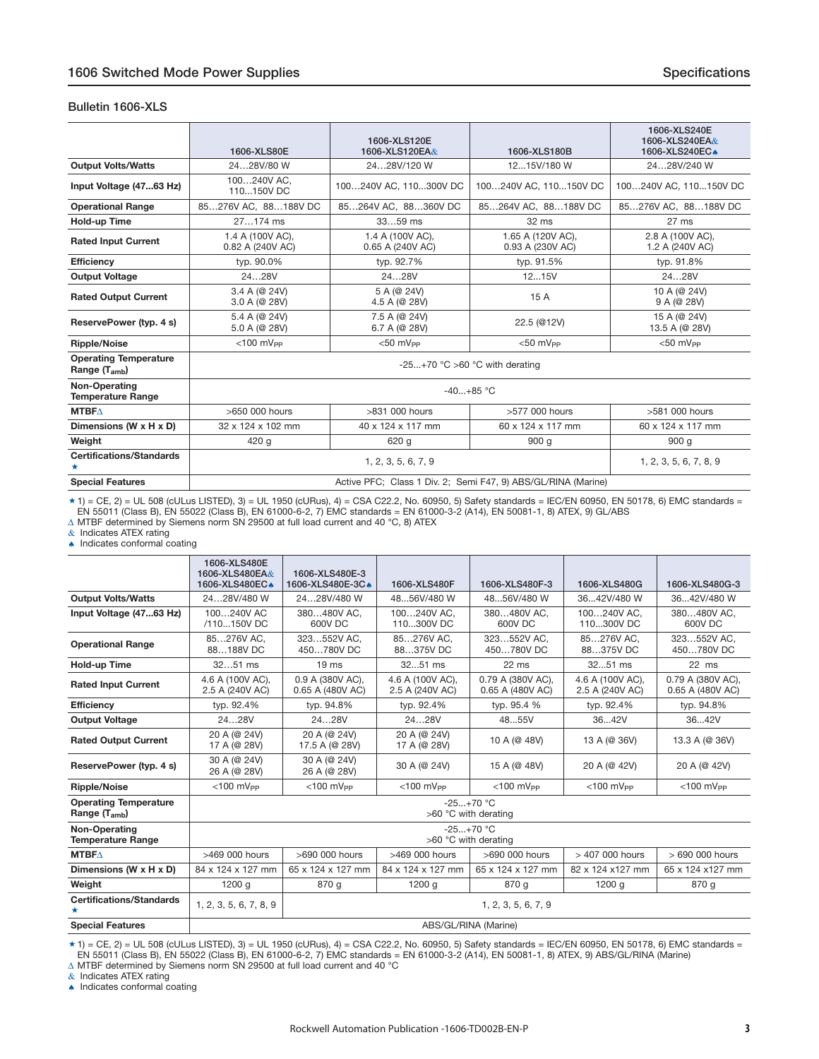## Bulletin 1606-XLS

| | 1606-XLS80E | 1606-XLS120E<br>1606-XLS120EA& | 1606-XLS180B | 1606-XLS240E<br>1606-XLS240EA&<br>1606-XLS240EC♠ |
|---|---|---|---|---|
| **Output Volts/Watts** | 24…28V/80 W | 24…28V/120 W | 12…15V/180 W | 24…28V/240 W |
| **Input Voltage (47...63 Hz)** | 100…240V AC,<br>110...150V DC | 100…240V AC, 110...300V DC | 100…240V AC, 110...150V DC | 100…240V AC, 110...150V DC |
| **Operational Range** | 85…276V AC, 88…188V DC | 85…264V AC, 88…360V DC | 85…264V AC, 88…188V DC | 85…276V AC, 88…188V DC |
| **Hold-up Time** | 27…174 ms | 33…59 ms | 32 ms | 27 ms |
| **Rated Input Current** | 1.4 A (100V AC),<br>0.82 A (240V AC) | 1.4 A (100V AC),<br>0.65 A (240V AC) | 1.65 A (120V AC),<br>0.93 A (230V AC) | 2.8 A (100V AC),<br>1.2 A (240V AC) |
| **Efficiency** | typ. 90.0% | typ. 92.7% | typ. 91.5% | typ. 91.8% |
| **Output Voltage** | 24…28V | 24…28V | 12…15V | 24…28V |
| **Rated Output Current** | 3.4 A (@ 24V)<br>3.0 A (@ 28V) | 5 A (@ 24V)<br>4.5 A (@ 28V) | 15 A | 10 A (@ 24V)<br>9 A (@ 28V) |
| **ReservePower (typ. 4 s)** | 5.4 A (@ 24V)<br>5.0 A (@ 28V) | 7.5 A (@ 24V)<br>6.7 A (@ 28V) | 22.5 (@12V) | 15 A (@ 24V)<br>13.5 A (@ 28V) |
| **Ripple/Noise** | <100 mVPP | <50 mVPP | <50 mVPP | <50 mVPP |
| **Operating Temperature Range ($T_{amb}$)** | -25...+70 °C >60 °C with derating | | | |
| **Non-Operating Temperature Range** | -40...+85 °C | | | |
| **MTBF∆** | >650 000 hours | >831 000 hours | >577 000 hours | >581 000 hours |
| **Dimensions (W x H x D)** | 32 x 124 x 102 mm | 40 x 124 x 117 mm | 60 x 124 x 117 mm | 60 x 124 x 117 mm |
| **Weight** | 420 g | 620 g | 900 g | 900 g |
| **Certifications/Standards ★** | 1, 2, 3, 5, 6, 7, 9 | | | 1, 2, 3, 5, 6, 7, 8, 9 |
| **Special Features** | Active PFC; Class 1 Div. 2; Semi F47, 9) ABS/GL/RINA (Marine) | | | |

★ 1) = CE, 2) = UL 508 (cULus LISTED), 3) = UL 1950 (cURus), 4) = CSA C22.2, No. 60950, 5) Safety standards = IEC/EN 60950, EN 50178, 6) EMC standards = EN 55011 (Class B), EN 55022 (Class B), EN 61000-6-2, 7) EMC standards = EN 61000-3-2 (A14), EN 50081-1, 8) ATEX, 9) GL/ABS
∆ MTBF determined by Siemens norm SN 29500 at full load current and 40 °C, 8) ATEX
& Indicates ATEX rating
♠ Indicates conformal coating

| | 1606-XLS480E<br>1606-XLS480EA&<br>1606-XLS480EC♠ | 1606-XLS480E-3<br>1606-XLS480E-3C♠ | 1606-XLS480F | 1606-XLS480F-3 | 1606-XLS480G | 1606-XLS480G-3 |
|---|---|---|---|---|---|---|
| **Output Volts/Watts** | 24…28V/480 W | 24…28V/480 W | 48...56V/480 W | 48...56V/480 W | 36...42V/480 W | 36...42V/480 W |
| **Input Voltage (47...63 Hz)** | 100…240V AC<br>/110...150V DC | 380…480V AC,<br>600V DC | 100…240V AC,<br>110...300V DC | 380…480V AC,<br>600V DC | 100…240V AC,<br>110...300V DC | 380…480V AC,<br>600V DC |
| **Operational Range** | 85…276V AC,<br>88…188V DC | 323…552V AC,<br>450…780V DC | 85…276V AC,<br>88…375V DC | 323…552V AC,<br>450…780V DC | 85…276V AC,<br>88…375V DC | 323…552V AC,<br>450…780V DC |
| **Hold-up Time** | 32…51 ms | 19 ms | 32…51 ms | 22 ms | 32…51 ms | 22 ms |
| **Rated Input Current** | 4.6 A (100V AC),<br>2.5 A (240V AC) | 0.9 A (380V AC),<br>0.65 A (480V AC) | 4.6 A (100V AC),<br>2.5 A (240V AC) | 0.79 A (380V AC),<br>0.65 A (480V AC) | 4.6 A (100V AC),<br>2.5 A (240V AC) | 0.79 A (380V AC),<br>0.65 A (480V AC) |
| **Efficiency** | typ. 92.4% | typ. 94.8% | typ. 92.4% | typ. 95.4 % | typ. 92.4% | typ. 94.8% |
| **Output Voltage** | 24…28V | 24…28V | 24…28V | 48…55V | 36…42V | 36…42V |
| **Rated Output Current** | 20 A (@ 24V)<br>17 A (@ 28V) | 20 A (@ 24V)<br>17.5 A (@ 28V) | 20 A (@ 24V)<br>17 A (@ 28V) | 10 A (@ 48V) | 13 A (@ 36V) | 13.3 A (@ 36V) |
| **ReservePower (typ. 4 s)** | 30 A (@ 24V)<br>26 A (@ 28V) | 30 A (@ 24V)<br>26 A (@ 28V) | 30 A (@ 24V) | 15 A (@ 48V) | 20 A (@ 42V) | 20 A (@ 42V) |
| **Ripple/Noise** | <100 mVPP | <100 mVPP | <100 mVPP | <100 mVPP | <100 mVPP | <100 mVPP |
| **Operating Temperature Range ($T_{amb}$)** | -25...+70 °C<br>>60 °C with derating | | | | | |
| **Non-Operating Temperature Range** | -25...+70 °C<br>>60 °C with derating | | | | | |
| **MTBF∆** | >469 000 hours | >690 000 hours | >469 000 hours | >690 000 hours | > 407 000 hours | > 690 000 hours |
| **Dimensions (W x H x D)** | 84 x 124 x 127 mm | 65 x 124 x 127 mm | 84 x 124 x 127 mm | 65 x 124 x 127 mm | 82 x 124 x127 mm | 65 x 124 x127 mm |
| **Weight** | 1200 g | 870 g | 1200 g | 870 g | 1200 g | 870 g |
| **Certifications/Standards ★** | 1, 2, 3, 5, 6, 7, 8, 9 | 1, 2, 3, 5, 6, 7, 9 | | | | |
| **Special Features** | ABS/GL/RINA (Marine) | | | | | |

★ 1) = CE, 2) = UL 508 (cULus LISTED), 3) = UL 1950 (cURus), 4) = CSA C22.2, No. 60950, 5) Safety standards = IEC/EN 60950, EN 50178, 6) EMC standards = EN 55011 (Class B), EN 55022 (Class B), EN 61000-6-2, 7) EMC standards = EN 61000-3-2 (A14), EN 50081-1, 8) ATEX, 9) ABS/GL/RINA (Marine)
∆ MTBF determined by Siemens norm SN 29500 at full load current and 40 °C
& Indicates ATEX rating
♠ Indicates conformal coating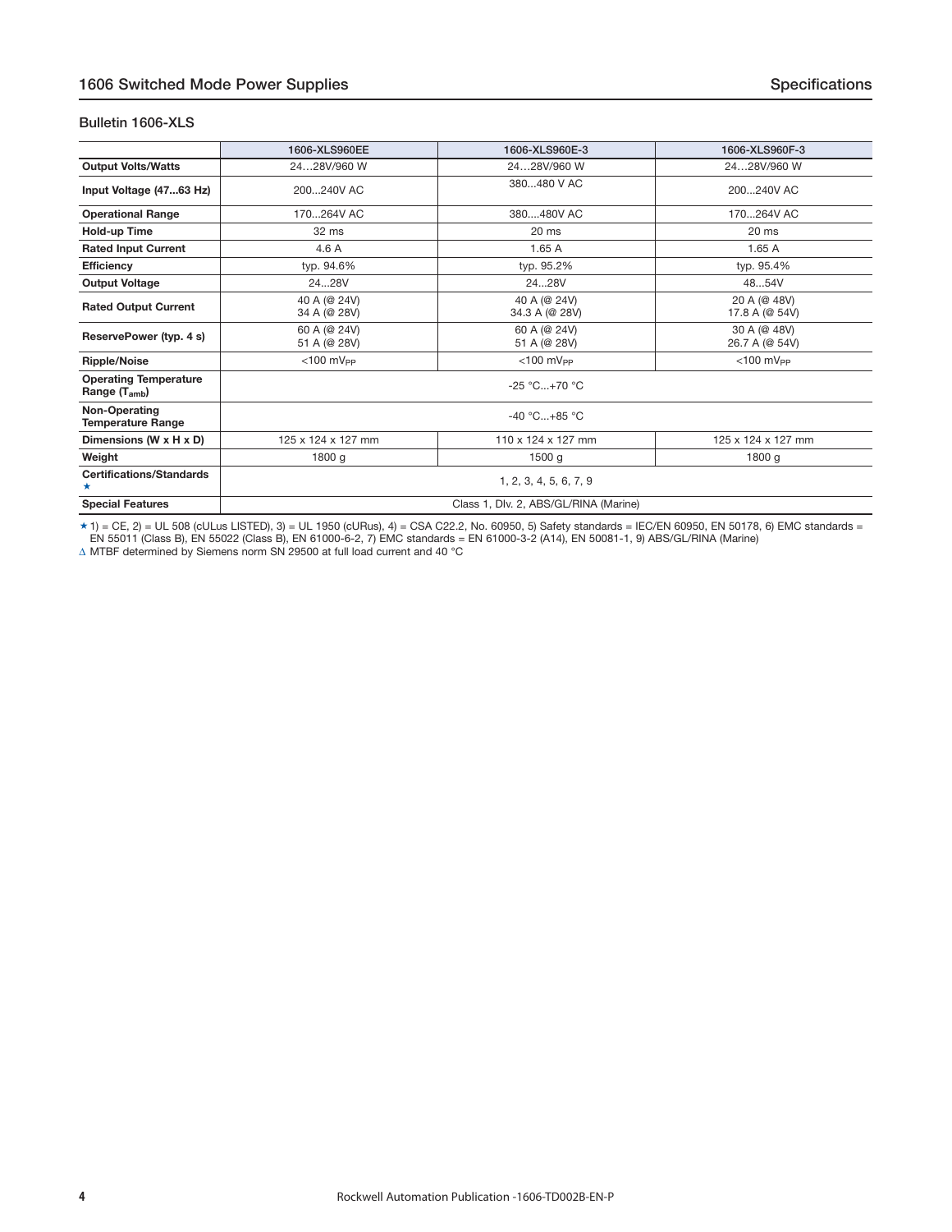## Bulletin 1606-XLS

| | 1606-XLS960EE | 1606-XLS960E-3 | 1606-XLS960F-3 |
|---|---|---|---|
| **Output Volts/Watts** | 24…28V/960 W | 24…28V/960 W | 24…28V/960 W |
| **Input Voltage (47...63 Hz)** | 200...240V AC | 380...480 V AC | 200...240V AC |
| **Operational Range** | 170...264V AC | 380....480V AC | 170...264V AC |
| **Hold-up Time** | 32 ms | 20 ms | 20 ms |
| **Rated Input Current** | 4.6 A | 1.65 A | 1.65 A |
| **Efficiency** | typ. 94.6% | typ. 95.2% | typ. 95.4% |
| **Output Voltage** | 24...28V | 24...28V | 48...54V |
| **Rated Output Current** | 40 A (@ 24V)<br>34 A (@ 28V) | 40 A (@ 24V)<br>34.3 A (@ 28V) | 20 A (@ 48V)<br>17.8 A (@ 54V) |
| **ReservePower (typ. 4 s)** | 60 A (@ 24V)<br>51 A (@ 28V) | 60 A (@ 24V)<br>51 A (@ 28V) | 30 A (@ 48V)<br>26.7 A (@ 54V) |
| **Ripple/Noise** | <100 $mV_{PP}$ | <100 $mV_{PP}$ | <100 $mV_{PP}$ |
| **Operating Temperature Range ($T_{amb}$)** | -25 °C...+70 °C | | |
| **Non-Operating Temperature Range** | -40 °C...+85 °C | | |
| **Dimensions (W x H x D)** | 125 x 124 x 127 mm | 110 x 124 x 127 mm | 125 x 124 x 127 mm |
| **Weight** | 1800 g | 1500 g | 1800 g |
| **Certifications/Standards ★** | 1, 2, 3, 4, 5, 6, 7, 9 | | |
| **Special Features** | Class 1, DIv. 2, ABS/GL/RINA (Marine) | | |

★ 1) = CE, 2) = UL 508 (cULus LISTED), 3) = UL 1950 (cURus), 4) = CSA C22.2, No. 60950, 5) Safety standards = IEC/EN 60950, EN 50178, 6) EMC standards = EN 55011 (Class B), EN 55022 (Class B), EN 61000-6-2, 7) EMC standards = EN 61000-3-2 (A14), EN 50081-1, 9) ABS/GL/RINA (Marine)

∆ MTBF determined by Siemens norm SN 29500 at full load current and 40 °C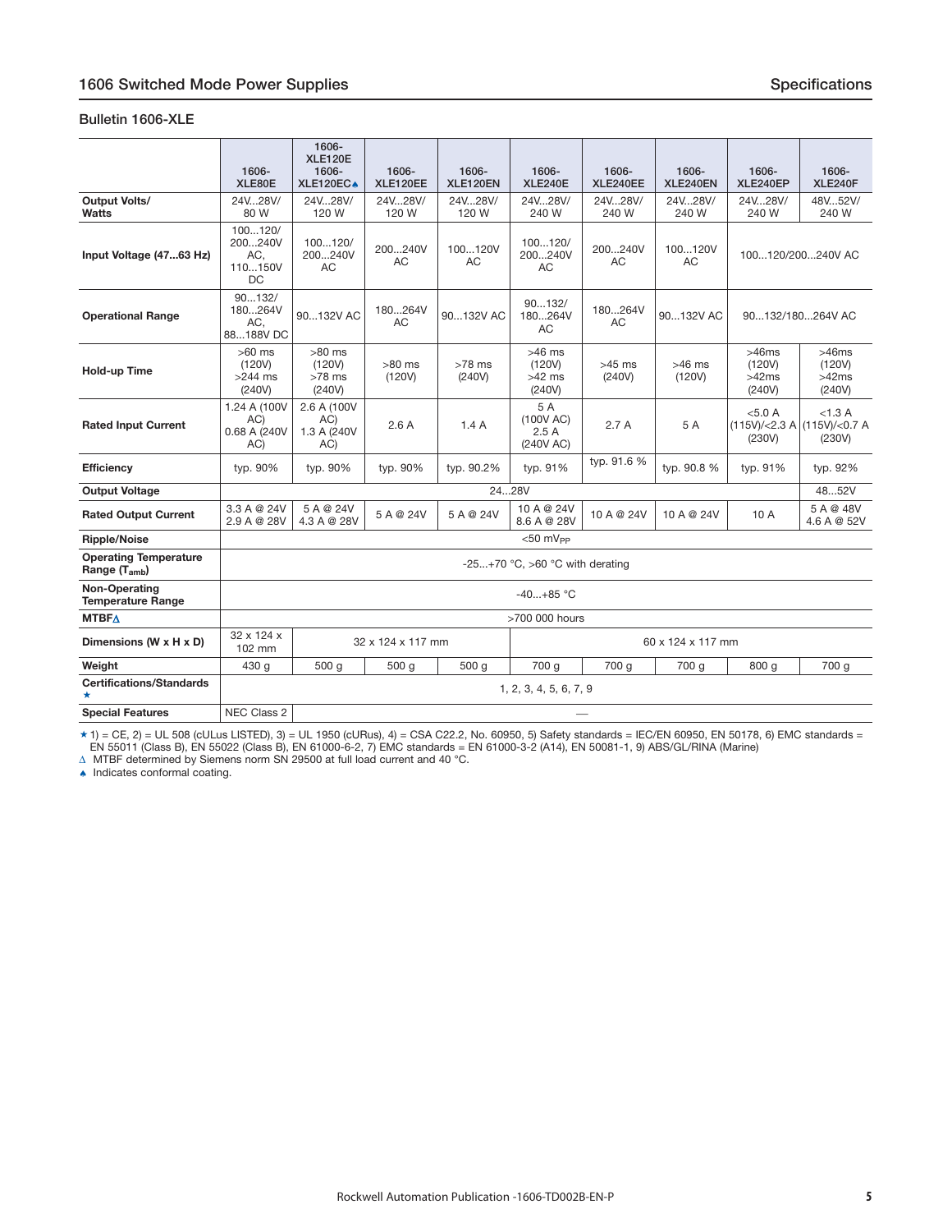## Bulletin 1606-XLE

| | 1606-XLE80E | 1606-XLE120E 1606-XLE120EC♠ | 1606-XLE120EE | 1606-XLE120EN | 1606-XLE240E | 1606-XLE240EE | 1606-XLE240EN | 1606-XLE240EP | 1606-XLE240F |
|---|---|---|---|---|---|---|---|---|---|
| **Output Volts/ Watts** | 24V...28V/ 80 W | 24V...28V/ 120 W | 24V...28V/ 120 W | 24V...28V/ 120 W | 24V...28V/ 240 W | 24V...28V/ 240 W | 24V...28V/ 240 W | 24V...28V/ 240 W | 48V...52V/ 240 W |
| **Input Voltage (47...63 Hz)** | 100...120/ 200...240V AC, 110...150V DC | 100...120/ 200...240V AC | 200...240V AC | 100...120V AC | 100...120/ 200...240V AC | 200...240V AC | 100...120V AC | 100...120/200...240V AC | |
| **Operational Range** | 90...132/ 180...264V AC, 88...188V DC | 90...132V AC | 180...264V AC | 90...132V AC | 90...132/ 180...264V AC | 180...264V AC | 90...132V AC | 90...132/180...264V AC | |
| **Hold-up Time** | >60 ms (120V) >244 ms (240V) | >80 ms (120V) >78 ms (240V) | >80 ms (120V) | >78 ms (240V) | >46 ms (120V) >42 ms (240V) | >45 ms (240V) | >46 ms (120V) | >46ms (120V) >42ms (240V) | >46ms (120V) >42ms (240V) |
| **Rated Input Current** | 1.24 A (100V AC) 0.68 A (240V AC) | 2.6 A (100V AC) 1.3 A (240V AC) | 2.6 A | 1.4 A | 5 A (100V AC) 2.5 A (240V AC) | 2.7 A | 5 A | <5.0 A (115V)/<2.3 A (230V) | <1.3 A (115V)/<0.7 A (230V) |
| **Efficiency** | typ. 90% | typ. 90% | typ. 90% | typ. 90.2% | typ. 91% | typ. 91.6 % | typ. 90.8 % | typ. 91% | typ. 92% |
| **Output Voltage** | 24...28V | | | | | | | | 48...52V |
| **Rated Output Current** | 3.3 A @ 24V 2.9 A @ 28V | 5 A @ 24V 4.3 A @ 28V | 5 A @ 24V | 5 A @ 24V | 10 A @ 24V 8.6 A @ 28V | 10 A @ 24V | 10 A @ 24V | 10 A | 5 A @ 48V 4.6 A @ 52V |
| **Ripple/Noise** | <50 $mV_{PP}$ | | | | | | | | |
| **Operating Temperature Range ($T_{amb}$)** | -25...+70 °C, >60 °C with derating | | | | | | | | |
| **Non-Operating Temperature Range** | -40...+85 °C | | | | | | | | |
| **MTBF∆** | >700 000 hours | | | | | | | | |
| **Dimensions (W x H x D)** | 32 x 124 x 102 mm | 32 x 124 x 117 mm | | | 60 x 124 x 117 mm | | | | |
| **Weight** | 430 g | 500 g | 500 g | 500 g | 700 g | 700 g | 700 g | 800 g | 700 g |
| **Certifications/Standards ★** | 1, 2, 3, 4, 5, 6, 7, 9 | | | | | | | | |
| **Special Features** | NEC Class 2 | — | | | | | | | |

★ 1) = CE, 2) = UL 508 (cULus LISTED), 3) = UL 1950 (cURus), 4) = CSA C22.2, No. 60950, 5) Safety standards = IEC/EN 60950, EN 50178, 6) EMC standards = EN 55011 (Class B), EN 55022 (Class B), EN 61000-6-2, 7) EMC standards = EN 61000-3-2 (A14), EN 50081-1, 9) ABS/GL/RINA (Marine)

∆ MTBF determined by Siemens norm SN 29500 at full load current and 40 °C.

♠ Indicates conformal coating.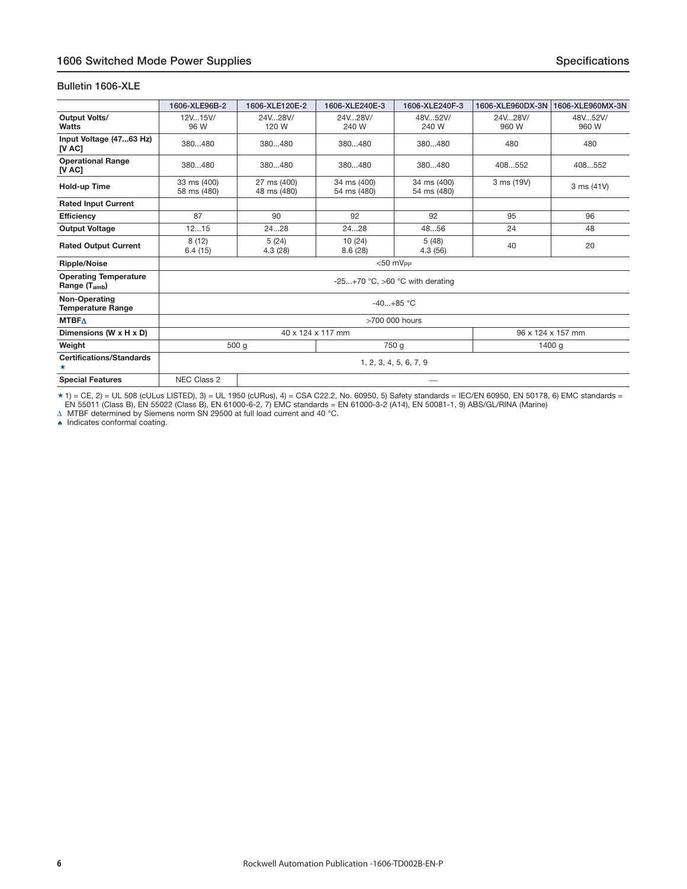## Bulletin 1606-XLE

| | 1606-XLE96B-2 | 1606-XLE120E-2 | 1606-XLE240E-3 | 1606-XLE240F-3 | 1606-XLE960DX-3N | 1606-XLE960MX-3N |
|---|---|---|---|---|---|---|
| **Output Volts/ Watts** | 12V...15V/ 96 W | 24V...28V/ 120 W | 24V...28V/ 240 W | 48V...52V/ 240 W | 24V...28V/ 960 W | 48V...52V/ 960 W |
| **Input Voltage (47...63 Hz) [V AC]** | 380...480 | 380...480 | 380...480 | 380...480 | 480 | 480 |
| **Operational Range [V AC]** | 380...480 | 380...480 | 380...480 | 380...480 | 408...552 | 408...552 |
| **Hold-up Time** | 33 ms (400) 58 ms (480) | 27 ms (400) 48 ms (480) | 34 ms (400) 54 ms (480) | 34 ms (400) 54 ms (480) | 3 ms (19V) | 3 ms (41V) |
| **Rated Input Current** | | | | | | |
| **Efficiency** | 87 | 90 | 92 | 92 | 95 | 96 |
| **Output Voltage** | 12...15 | 24...28 | 24...28 | 48...56 | 24 | 48 |
| **Rated Output Current** | 8 (12) 6.4 (15) | 5 (24) 4.3 (28) | 10 (24) 8.6 (28) | 5 (48) 4.3 (56) | 40 | 20 |
| **Ripple/Noise** | <50 $mV_{PP}$ | | | | | |
| **Operating Temperature Range ($T_{amb}$)** | -25...+70 °C, >60 °C with derating | | | | | |
| **Non-Operating Temperature Range** | -40...+85 °C | | | | | |
| **MTBF∆** | >700 000 hours | | | | | |
| **Dimensions (W x H x D)** | 40 x 124 x 117 mm | | | | 96 x 124 x 157 mm | |
| **Weight** | 500 g | | 750 g | | 1400 g | |
| **Certifications/Standards ★** | 1, 2, 3, 4, 5, 6, 7, 9 | | | | | |
| **Special Features** | NEC Class 2 | — | | | | |

★ 1) = CE, 2) = UL 508 (cULus LISTED), 3) = UL 1950 (cURus), 4) = CSA C22.2, No. 60950, 5) Safety standards = IEC/EN 60950, EN 50178, 6) EMC standards = EN 55011 (Class B), EN 55022 (Class B), EN 61000-6-2, 7) EMC standards = EN 61000-3-2 (A14), EN 50081-1, 9) ABS/GL/RINA (Marine)

∆ MTBF determined by Siemens norm SN 29500 at full load current and 40 °C.

♠ Indicates conformal coating.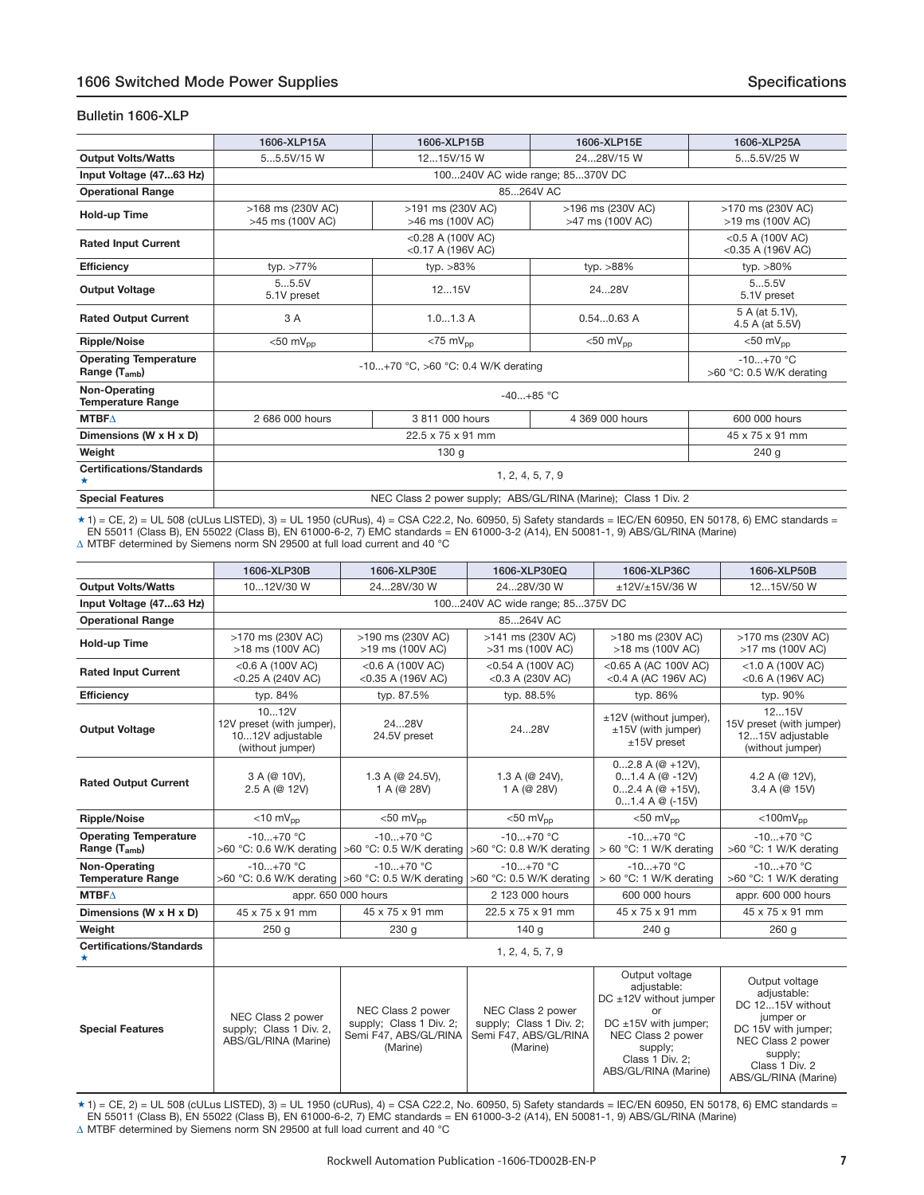## Bulletin 1606-XLP

| | 1606-XLP15A | 1606-XLP15B | 1606-XLP15E | 1606-XLP25A |
|---|---|---|---|---|
| **Output Volts/Watts** | 5…5.5V/15 W | 12…15V/15 W | 24…28V/15 W | 5…5.5V/25 W |
| **Input Voltage (47…63 Hz)** | 100…240V AC wide range; 85…370V DC | | | |
| **Operational Range** | 85…264V AC | | | |
| **Hold-up Time** | >168 ms (230V AC) >45 ms (100V AC) | >191 ms (230V AC) >46 ms (100V AC) | >196 ms (230V AC) >47 ms (100V AC) | >170 ms (230V AC) >19 ms (100V AC) |
| **Rated Input Current** | <0.28 A (100V AC) <0.17 A (196V AC) | | | <0.5 A (100V AC) <0.35 A (196V AC) |
| **Efficiency** | typ. >77% | typ. >83% | typ. >88% | typ. >80% |
| **Output Voltage** | 5…5.5V 5.1V preset | 12…15V | 24…28V | 5…5.5V 5.1V preset |
| **Rated Output Current** | 3 A | 1.0…1.3 A | 0.54…0.63 A | 5 A (at 5.1V), 4.5 A (at 5.5V) |
| **Ripple/Noise** | <50 $mV_{pp}$ | <75 $mV_{pp}$ | <50 $mV_{pp}$ | <50 $mV_{pp}$ |
| **Operating Temperature Range ($T_{amb}$)** | -10…+70 °C, >60 °C: 0.4 W/K derating | | | -10…+70 °C >60 °C: 0.5 W/K derating |
| **Non-Operating Temperature Range** | -40…+85 °C | | | |
| **MTBF∆** | 2 686 000 hours | 3 811 000 hours | 4 369 000 hours | 600 000 hours |
| **Dimensions (W x H x D)** | 22.5 x 75 x 91 mm | | | 45 x 75 x 91 mm |
| **Weight** | 130 g | | | 240 g |
| **Certifications/Standards ★** | 1, 2, 4, 5, 7, 9 | | | |
| **Special Features** | NEC Class 2 power supply; ABS/GL/RINA (Marine); Class 1 Div. 2 | | | |

★ 1) = CE, 2) = UL 508 (cULus LISTED), 3) = UL 1950 (cURus), 4) = CSA C22.2, No. 60950, 5) Safety standards = IEC/EN 60950, EN 50178, 6) EMC standards = EN 55011 (Class B), EN 55022 (Class B), EN 61000-6-2, 7) EMC standards = EN 61000-3-2 (A14), EN 50081-1, 9) ABS/GL/RINA (Marine)
∆ MTBF determined by Siemens norm SN 29500 at full load current and 40 °C

| | 1606-XLP30B | 1606-XLP30E | 1606-XLP30EQ | 1606-XLP36C | 1606-XLP50B |
|---|---|---|---|---|---|
| **Output Volts/Watts** | 10…12V/30 W | 24…28V/30 W | 24…28V/30 W | ±12V/±15V/36 W | 12…15V/50 W |
| **Input Voltage (47…63 Hz)** | 100…240V AC wide range; 85…375V DC | | | | |
| **Operational Range** | 85…264V AC | | | | |
| **Hold-up Time** | >170 ms (230V AC) >18 ms (100V AC) | >190 ms (230V AC) >19 ms (100V AC) | >141 ms (230V AC) >31 ms (100V AC) | >180 ms (230V AC) >18 ms (100V AC) | >170 ms (230V AC) >17 ms (100V AC) |
| **Rated Input Current** | <0.6 A (100V AC) <0.25 A (240V AC) | <0.6 A (100V AC) <0.35 A (196V AC) | <0.54 A (100V AC) <0.3 A (230V AC) | <0.65 A (AC 100V AC) <0.4 A (AC 196V AC) | <1.0 A (100V AC) <0.6 A (196V AC) |
| **Efficiency** | typ. 84% | typ. 87.5% | typ. 88.5% | typ. 86% | typ. 90% |
| **Output Voltage** | 10…12V 12V preset (with jumper), 10…12V adjustable (without jumper) | 24…28V 24.5V preset | 24…28V | ±12V (without jumper), ±15V (with jumper) ±15V preset | 12…15V 15V preset (with jumper) 12…15V adjustable (without jumper) |
| **Rated Output Current** | 3 A (@ 10V), 2.5 A (@ 12V) | 1.3 A (@ 24.5V), 1 A (@ 28V) | 1.3 A (@ 24V), 1 A (@ 28V) | 0…2.8 A (@ +12V), 0…1.4 A (@ -12V) 0…2.4 A (@ +15V), 0…1.4 A @ (-15V) | 4.2 A (@ 12V), 3.4 A (@ 15V) |
| **Ripple/Noise** | <10 $mV_{pp}$ | <50 $mV_{pp}$ | <50 $mV_{pp}$ | <50 $mV_{pp}$ | <100$mV_{pp}$ |
| **Operating Temperature Range ($T_{amb}$)** | -10…+70 °C >60 °C: 0.6 W/K derating | -10…+70 °C >60 °C: 0.5 W/K derating | -10…+70 °C >60 °C: 0.8 W/K derating | -10…+70 °C > 60 °C: 1 W/K derating | -10…+70 °C >60 °C: 1 W/K derating |
| **Non-Operating Temperature Range** | -10…+70 °C >60 °C: 0.6 W/K derating | -10…+70 °C >60 °C: 0.5 W/K derating | -10…+70 °C >60 °C: 0.5 W/K derating | -10…+70 °C > 60 °C: 1 W/K derating | -10…+70 °C >60 °C: 1 W/K derating |
| **MTBF∆** | appr. 650 000 hours | | 2 123 000 hours | 600 000 hours | appr. 600 000 hours |
| **Dimensions (W x H x D)** | 45 x 75 x 91 mm | 45 x 75 x 91 mm | 22.5 x 75 x 91 mm | 45 x 75 x 91 mm | 45 x 75 x 91 mm |
| **Weight** | 250 g | 230 g | 140 g | 240 g | 260 g |
| **Certifications/Standards ★** | 1, 2, 4, 5, 7, 9 | | | | |
| **Special Features** | NEC Class 2 power supply; Class 1 Div. 2, ABS/GL/RINA (Marine) | NEC Class 2 power supply; Class 1 Div. 2; Semi F47, ABS/GL/RINA (Marine) | NEC Class 2 power supply; Class 1 Div. 2; Semi F47, ABS/GL/RINA (Marine) | Output voltage adjustable: DC ±12V without jumper or DC ±15V with jumper; NEC Class 2 power supply; Class 1 Div. 2; ABS/GL/RINA (Marine) | Output voltage adjustable: DC 12…15V without jumper or DC 15V with jumper; NEC Class 2 power supply; Class 1 Div. 2 ABS/GL/RINA (Marine) |

★ 1) = CE, 2) = UL 508 (cULus LISTED), 3) = UL 1950 (cURus), 4) = CSA C22.2, No. 60950, 5) Safety standards = IEC/EN 60950, EN 50178, 6) EMC standards = EN 55011 (Class B), EN 55022 (Class B), EN 61000-6-2, 7) EMC standards = EN 61000-3-2 (A14), EN 50081-1, 9) ABS/GL/RINA (Marine)
∆ MTBF determined by Siemens norm SN 29500 at full load current and 40 °C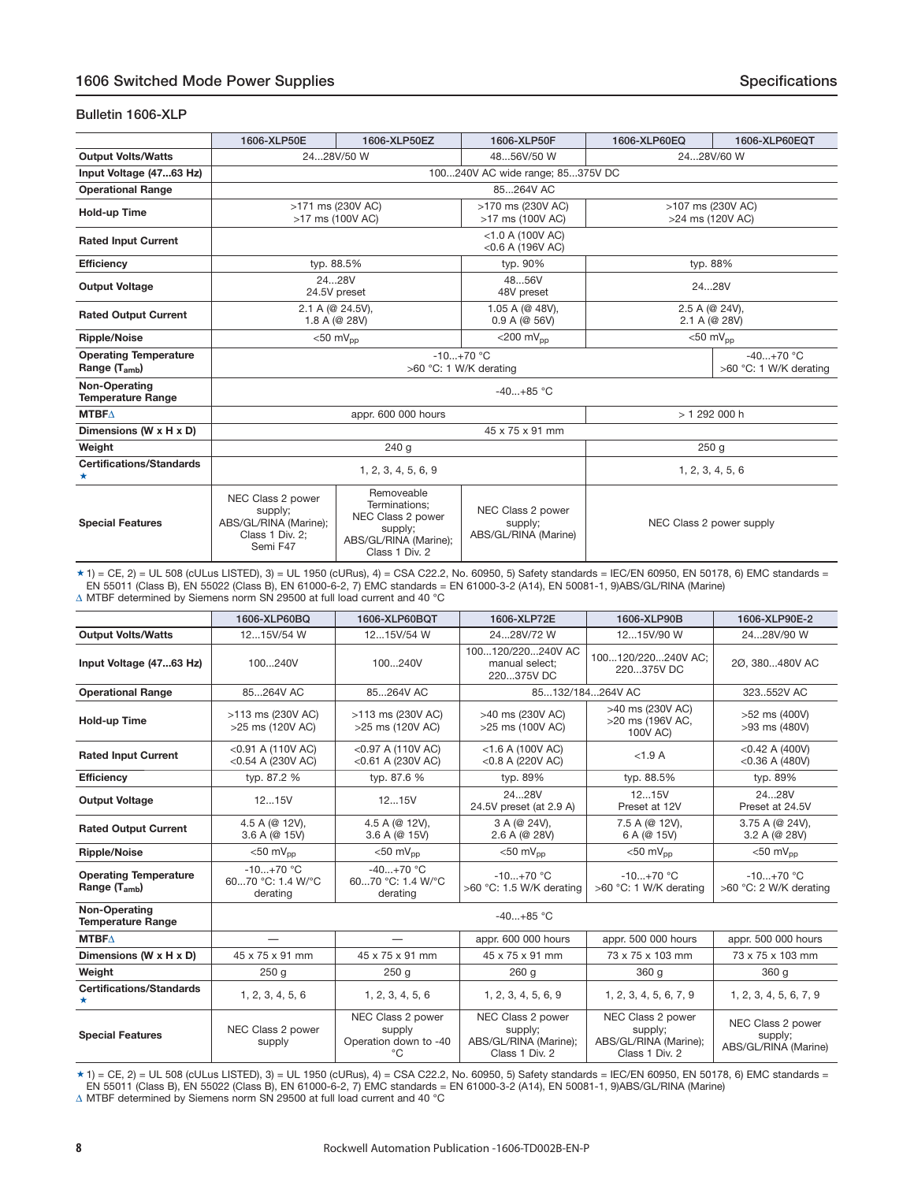## Bulletin 1606-XLP

| | 1606-XLP50E | 1606-XLP50EZ | 1606-XLP50F | 1606-XLP60EQ | 1606-XLP60EQT |
|---|---|---|---|---|---|
| **Output Volts/Watts** | 24…28V/50 W | | 48…56V/50 W | 24…28V/60 W | |
| **Input Voltage (47…63 Hz)** | 100…240V AC wide range; 85…375V DC | | | | |
| **Operational Range** | 85…264V AC | | | | |
| **Hold-up Time** | >171 ms (230V AC)<br>>17 ms (100V AC) | | >170 ms (230V AC)<br>>17 ms (100V AC) | >107 ms (230V AC)<br>>24 ms (120V AC) | |
| **Rated Input Current** | <1.0 A (100V AC)<br><0.6 A (196V AC) | | | | |
| **Efficiency** | typ. 88.5% | | typ. 90% | typ. 88% | |
| **Output Voltage** | 24…28V<br>24.5V preset | | 48…56V<br>48V preset | 24…28V | |
| **Rated Output Current** | 2.1 A (@ 24.5V),<br>1.8 A (@ 28V) | | 1.05 A (@ 48V),<br>0.9 A (@ 56V) | 2.5 A (@ 24V),<br>2.1 A (@ 28V) | |
| **Ripple/Noise** | <50 $mV_{pp}$ | | <200 $mV_{pp}$ | <50 $mV_{pp}$ | |
| **Operating Temperature Range ($T_{amb}$)** | -10…+70 °C<br>>60 °C: 1 W/K derating | | | | -40…+70 °C<br>>60 °C: 1 W/K derating |
| **Non-Operating Temperature Range** | -40…+85 °C | | | | |
| **MTBF∆** | appr. 600 000 hours | | | > 1 292 000 h | |
| **Dimensions (W x H x D)** | 45 x 75 x 91 mm | | | | |
| **Weight** | 240 g | | | 250 g | |
| **Certifications/Standards ★** | 1, 2, 3, 4, 5, 6, 9 | | | 1, 2, 3, 4, 5, 6 | |
| **Special Features** | NEC Class 2 power supply; ABS/GL/RINA (Marine); Class 1 Div. 2; Semi F47 | Removeable Terminations; NEC Class 2 power supply; ABS/GL/RINA (Marine); Class 1 Div. 2 | NEC Class 2 power supply; ABS/GL/RINA (Marine) | NEC Class 2 power supply | |

★ 1) = CE, 2) = UL 508 (cULus LISTED), 3) = UL 1950 (cURus), 4) = CSA C22.2, No. 60950, 5) Safety standards = IEC/EN 60950, EN 50178, 6) EMC standards = EN 55011 (Class B), EN 55022 (Class B), EN 61000-6-2, 7) EMC standards = EN 61000-3-2 (A14), EN 50081-1, 9)ABS/GL/RINA (Marine)
∆ MTBF determined by Siemens norm SN 29500 at full load current and 40 °C

| | 1606-XLP60BQ | 1606-XLP60BQT | 1606-XLP72E | 1606-XLP90B | 1606-XLP90E-2 |
|---|---|---|---|---|---|
| **Output Volts/Watts** | 12…15V/54 W | 12…15V/54 W | 24…28V/72 W | 12…15V/90 W | 24…28V/90 W |
| **Input Voltage (47…63 Hz)** | 100…240V | 100…240V | 100…120/220…240V AC manual select; 220…375V DC | 100…120/220…240V AC; 220…375V DC | 2Ø, 380…480V AC |
| **Operational Range** | 85…264V AC | 85…264V AC | 85…132/184…264V AC | | 323..552V AC |
| **Hold-up Time** | >113 ms (230V AC)<br>>25 ms (120V AC) | >113 ms (230V AC)<br>>25 ms (120V AC) | >40 ms (230V AC)<br>>25 ms (100V AC) | >40 ms (230V AC)<br>>20 ms (196V AC, 100V AC) | >52 ms (400V)<br>>93 ms (480V) |
| **Rated Input Current** | <0.91 A (110V AC)<br><0.54 A (230V AC) | <0.97 A (110V AC)<br><0.61 A (230V AC) | <1.6 A (100V AC)<br><0.8 A (220V AC) | <1.9 A | <0.42 A (400V)<br><0.36 A (480V) |
| **Efficiency** | typ. 87.2 % | typ. 87.6 % | typ. 89% | typ. 88.5% | typ. 89% |
| **Output Voltage** | 12…15V | 12…15V | 24…28V<br>24.5V preset (at 2.9 A) | 12…15V<br>Preset at 12V | 24…28V<br>Preset at 24.5V |
| **Rated Output Current** | 4.5 A (@ 12V),<br>3.6 A (@ 15V) | 4.5 A (@ 12V),<br>3.6 A (@ 15V) | 3 A (@ 24V),<br>2.6 A (@ 28V) | 7.5 A (@ 12V),<br>6 A (@ 15V) | 3.75 A (@ 24V),<br>3.2 A (@ 28V) |
| **Ripple/Noise** | <50 $mV_{pp}$ | <50 $mV_{pp}$ | <50 $mV_{pp}$ | <50 $mV_{pp}$ | <50 $mV_{pp}$ |
| **Operating Temperature Range ($T_{amb}$)** | -10…+70 °C<br>60…70 °C: 1.4 W/°C derating | -40…+70 °C<br>60…70 °C: 1.4 W/°C derating | -10…+70 °C<br>>60 °C: 1.5 W/K derating | -10…+70 °C<br>>60 °C: 1 W/K derating | -10…+70 °C<br>>60 °C: 2 W/K derating |
| **Non-Operating Temperature Range** | -40…+85 °C | | | | |
| **MTBF∆** | — | — | appr. 600 000 hours | appr. 500 000 hours | appr. 500 000 hours |
| **Dimensions (W x H x D)** | 45 x 75 x 91 mm | 45 x 75 x 91 mm | 45 x 75 x 91 mm | 73 x 75 x 103 mm | 73 x 75 x 103 mm |
| **Weight** | 250 g | 250 g | 260 g | 360 g | 360 g |
| **Certifications/Standards ★** | 1, 2, 3, 4, 5, 6 | 1, 2, 3, 4, 5, 6 | 1, 2, 3, 4, 5, 6, 9 | 1, 2, 3, 4, 5, 6, 7, 9 | 1, 2, 3, 4, 5, 6, 7, 9 |
| **Special Features** | NEC Class 2 power supply | NEC Class 2 power supply<br>Operation down to -40 °C | NEC Class 2 power supply; ABS/GL/RINA (Marine); Class 1 Div. 2 | NEC Class 2 power supply; ABS/GL/RINA (Marine); Class 1 Div. 2 | NEC Class 2 power supply; ABS/GL/RINA (Marine) |

★ 1) = CE, 2) = UL 508 (cULus LISTED), 3) = UL 1950 (cURus), 4) = CSA C22.2, No. 60950, 5) Safety standards = IEC/EN 60950, EN 50178, 6) EMC standards = EN 55011 (Class B), EN 55022 (Class B), EN 61000-6-2, 7) EMC standards = EN 61000-3-2 (A14), EN 50081-1, 9)ABS/GL/RINA (Marine)
∆ MTBF determined by Siemens norm SN 29500 at full load current and 40 °C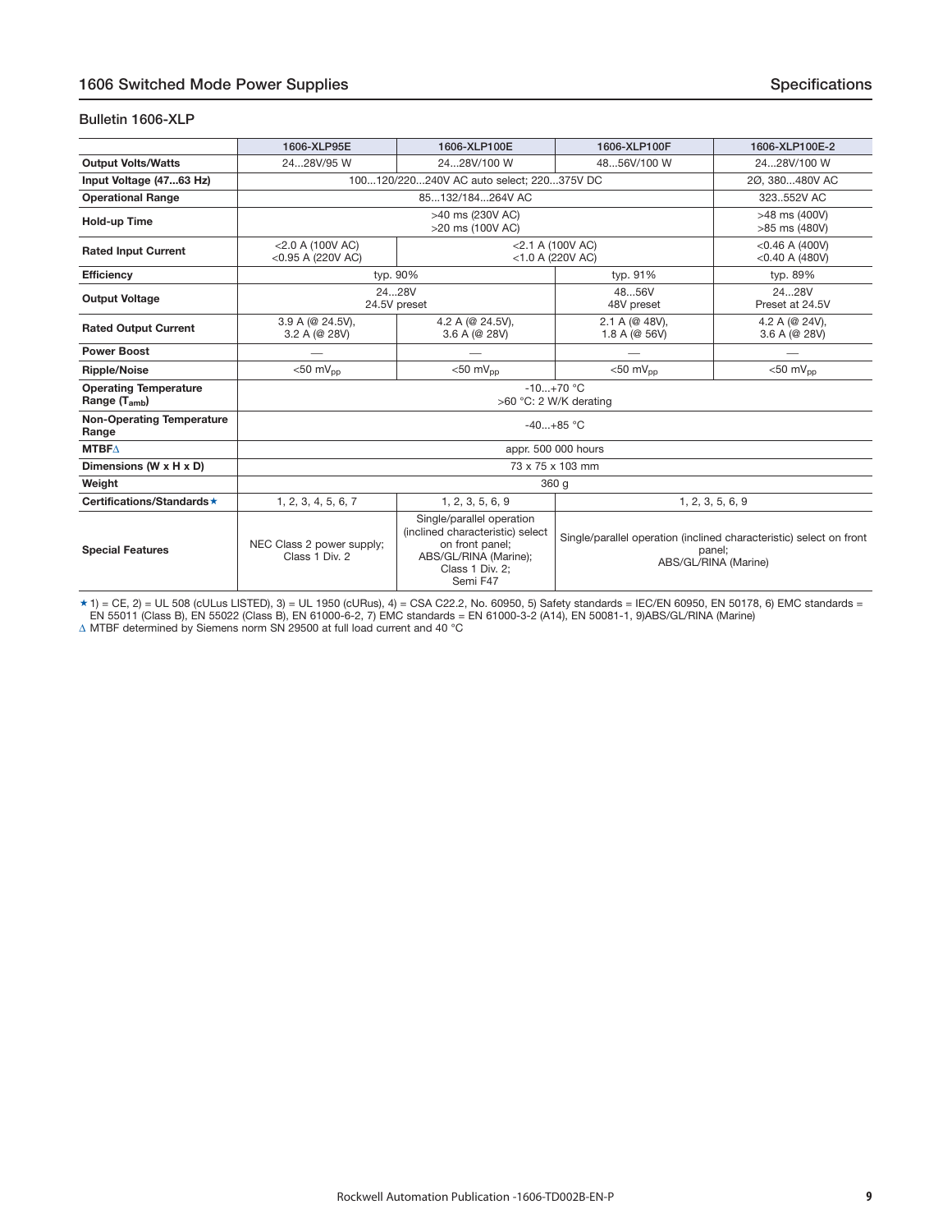## Bulletin 1606-XLP

| | 1606-XLP95E | 1606-XLP100E | 1606-XLP100F | 1606-XLP100E-2 |
|---|---|---|---|---|
| **Output Volts/Watts** | 24…28V/95 W | 24…28V/100 W | 48…56V/100 W | 24…28V/100 W |
| **Input Voltage (47…63 Hz)** | 100…120/220…240V AC auto select; 220…375V DC | | | 2Ø, 380…480V AC |
| **Operational Range** | 85…132/184…264V AC | | | 323..552V AC |
| **Hold-up Time** | >40 ms (230V AC)<br>>20 ms (100V AC) | | | >48 ms (400V)<br>>85 ms (480V) |
| **Rated Input Current** | <2.0 A (100V AC)<br><0.95 A (220V AC) | <2.1 A (100V AC)<br><1.0 A (220V AC) | | <0.46 A (400V)<br><0.40 A (480V) |
| **Efficiency** | typ. 90% | | typ. 91% | typ. 89% |
| **Output Voltage** | 24…28V<br>24.5V preset | | 48…56V<br>48V preset | 24…28V<br>Preset at 24.5V |
| **Rated Output Current** | 3.9 A (@ 24.5V),<br>3.2 A (@ 28V) | 4.2 A (@ 24.5V),<br>3.6 A (@ 28V) | 2.1 A (@ 48V),<br>1.8 A (@ 56V) | 4.2 A (@ 24V),<br>3.6 A (@ 28V) |
| **Power Boost** | — | — | — | — |
| **Ripple/Noise** | <50 $mV_{pp}$ | <50 $mV_{pp}$ | <50 $mV_{pp}$ | <50 $mV_{pp}$ |
| **Operating Temperature Range ($T_{amb}$)** | -10…+70 °C<br>>60 °C: 2 W/K derating | | | |
| **Non-Operating Temperature Range** | -40…+85 °C | | | |
| **MTBF**∆ | appr. 500 000 hours | | | |
| **Dimensions (W x H x D)** | 73 x 75 x 103 mm | | | |
| **Weight** | 360 g | | | |
| **Certifications/Standards**★ | 1, 2, 3, 4, 5, 6, 7 | 1, 2, 3, 5, 6, 9 | 1, 2, 3, 5, 6, 9 | |
| **Special Features** | NEC Class 2 power supply;<br>Class 1 Div. 2 | Single/parallel operation (inclined characteristic) select on front panel;<br>ABS/GL/RINA (Marine);<br>Class 1 Div. 2;<br>Semi F47 | Single/parallel operation (inclined characteristic) select on front panel;<br>ABS/GL/RINA (Marine) | |

★ 1) = CE, 2) = UL 508 (cULus LISTED), 3) = UL 1950 (cURus), 4) = CSA C22.2, No. 60950, 5) Safety standards = IEC/EN 60950, EN 50178, 6) EMC standards = EN 55011 (Class B), EN 55022 (Class B), EN 61000-6-2, 7) EMC standards = EN 61000-3-2 (A14), EN 50081-1, 9)ABS/GL/RINA (Marine)

∆ MTBF determined by Siemens norm SN 29500 at full load current and 40 °C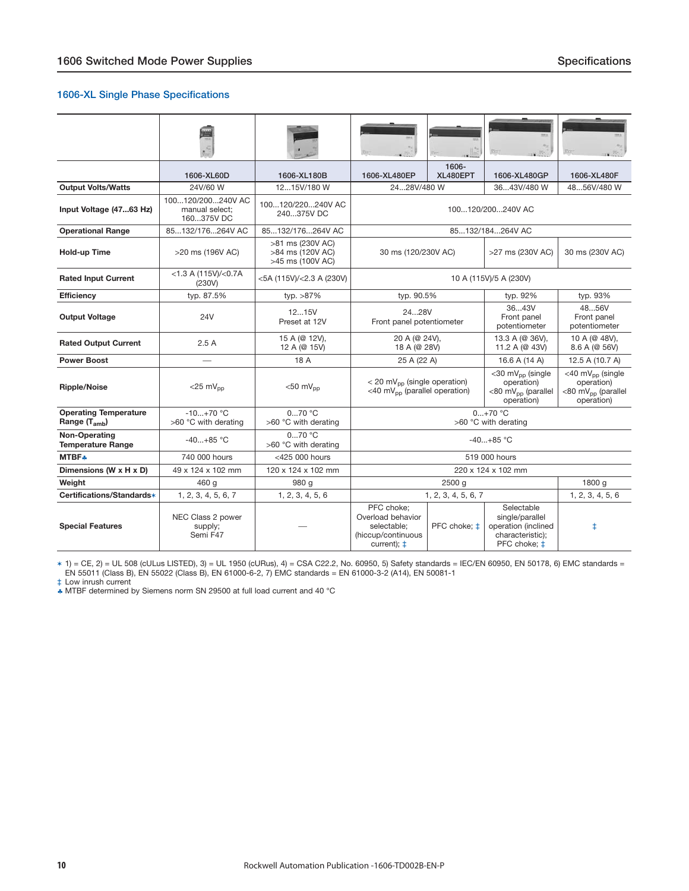## 1606-XL Single Phase Specifications

| | 1606-XL60D | 1606-XL180B | 1606-XL480EP | 1606-XL480EPT | 1606-XL480GP | 1606-XL480F |
|---|---|---|---|---|---|---|
| **Output Volts/Watts** | 24V/60 W | 12…15V/180 W | 24…28V/480 W | | 36…43V/480 W | 48…56V/480 W |
| **Input Voltage (47…63 Hz)** | 100…120/200…240V AC manual select; 160…375V DC | 100…120/220…240V AC 240…375V DC | 100…120/200…240V AC | | | |
| **Operational Range** | 85…132/176…264V AC | 85…132/176…264V AC | 85…132/184…264V AC | | | |
| **Hold-up Time** | >20 ms (196V AC) | >81 ms (230V AC) >84 ms (120V AC) >45 ms (100V AC) | 30 ms (120/230V AC) | | >27 ms (230V AC) | 30 ms (230V AC) |
| **Rated Input Current** | <1.3 A (115V)/<0.7A (230V) | <5A (115V)/<2.3 A (230V) | 10 A (115V)/5 A (230V) | | | |
| **Efficiency** | typ. 87.5% | typ. >87% | typ. 90.5% | | typ. 92% | typ. 93% |
| **Output Voltage** | 24V | 12…15V Preset at 12V | 24…28V Front panel potentiometer | | 36…43V Front panel potentiometer | 48…56V Front panel potentiometer |
| **Rated Output Current** | 2.5 A | 15 A (@ 12V), 12 A (@ 15V) | 20 A (@ 24V), 18 A (@ 28V) | | 13.3 A (@ 36V), 11.2 A (@ 43V) | 10 A (@ 48V), 8.6 A (@ 56V) |
| **Power Boost** | — | 18 A | 25 A (22 A) | | 16.6 A (14 A) | 12.5 A (10.7 A) |
| **Ripple/Noise** | <25 $mV_{pp}$ | <50 $mV_{pp}$ | < 20 $mV_{pp}$ (single operation) <40 $mV_{pp}$ (parallel operation) | | <30 $mV_{pp}$ (single operation) <80 $mV_{pp}$ (parallel operation) | <40 $mV_{pp}$ (single operation) <80 $mV_{pp}$ (parallel operation) |
| **Operating Temperature Range ($T_{amb}$)** | -10…+70 °C >60 °C with derating | 0…70 °C >60 °C with derating | 0…+70 °C >60 °C with derating | | | |
| **Non-Operating Temperature Range** | -40…+85 °C | 0…70 °C >60 °C with derating | -40…+85 °C | | | |
| **MTBF♣** | 740 000 hours | <425 000 hours | 519 000 hours | | | |
| **Dimensions (W x H x D)** | 49 x 124 x 102 mm | 120 x 124 x 102 mm | 220 x 124 x 102 mm | | | |
| **Weight** | 460 g | 980 g | 2500 g | | | 1800 g |
| **Certifications/Standards∗** | 1, 2, 3, 4, 5, 6, 7 | 1, 2, 3, 4, 5, 6 | 1, 2, 3, 4, 5, 6, 7 | | | 1, 2, 3, 4, 5, 6 |
| **Special Features** | NEC Class 2 power supply; Semi F47 | — | PFC choke; Overload behavior selectable; (hiccup/continuous current); ‡ | PFC choke; ‡ | Selectable single/parallel operation (inclined characteristic); PFC choke; ‡ | ‡ |

∗ 1) = CE, 2) = UL 508 (cULus LISTED), 3) = UL 1950 (cURus), 4) = CSA C22.2, No. 60950, 5) Safety standards = IEC/EN 60950, EN 50178, 6) EMC standards = EN 55011 (Class B), EN 55022 (Class B), EN 61000-6-2, 7) EMC standards = EN 61000-3-2 (A14), EN 50081-1

‡ Low inrush current

♣ MTBF determined by Siemens norm SN 29500 at full load current and 40 °C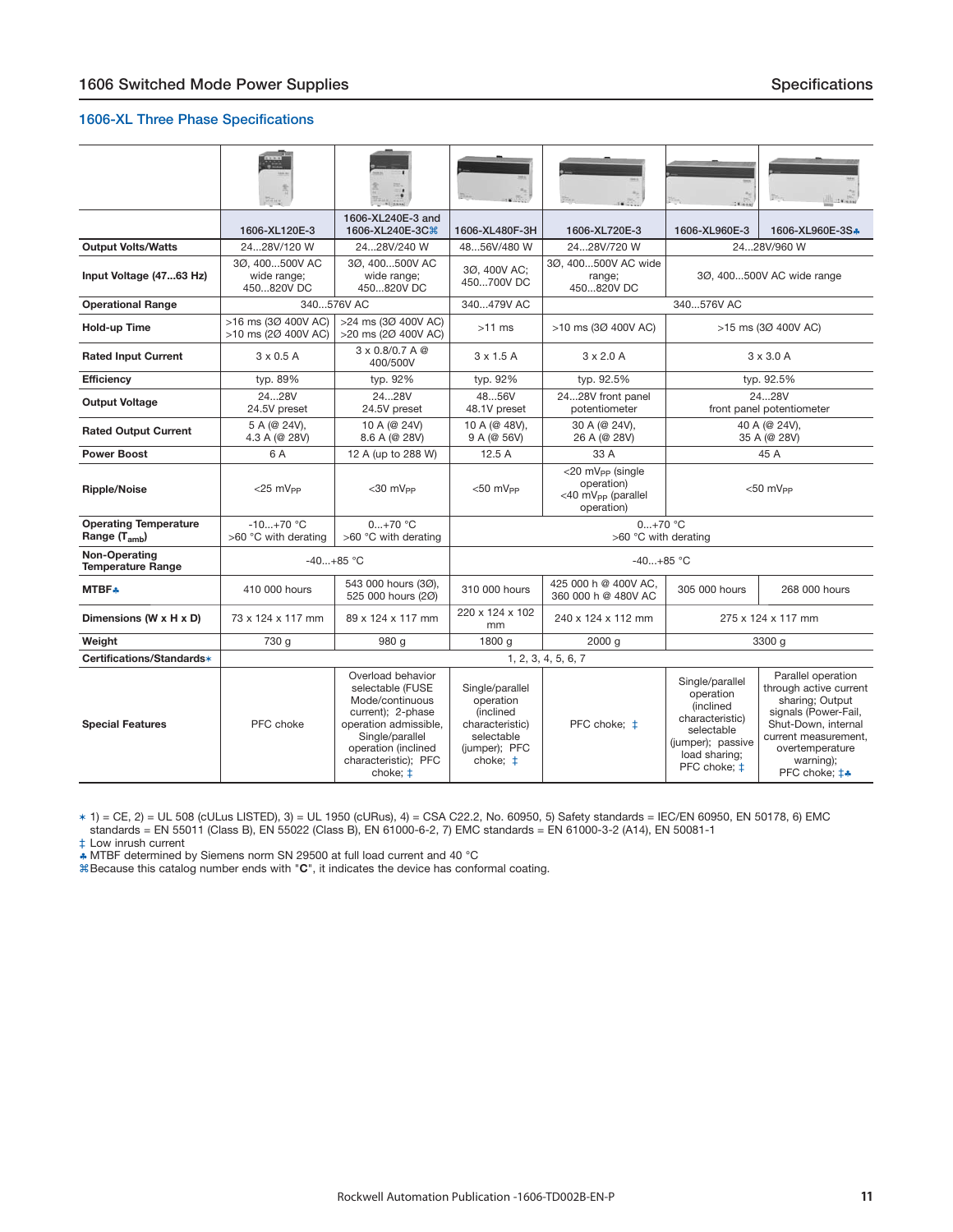## 1606-XL Three Phase Specifications

| | 1606-XL120E-3 | 1606-XL240E-3 and 1606-XL240E-3C⌘ | 1606-XL480F-3H | 1606-XL720E-3 | 1606-XL960E-3 | 1606-XL960E-3S♣ |
|---|---|---|---|---|---|---|
| **Output Volts/Watts** | 24…28V/120 W | 24…28V/240 W | 48…56V/480 W | 24…28V/720 W | 24…28V/960 W | |
| **Input Voltage (47…63 Hz)** | 3Ø, 400…500V AC wide range; 450…820V DC | 3Ø, 400…500V AC wide range; 450…820V DC | 3Ø, 400V AC; 450…700V DC | 3Ø, 400…500V AC wide range; 450…820V DC | 3Ø, 400…500V AC wide range | |
| **Operational Range** | 340…576V AC | | 340…479V AC | 340…576V AC | | |
| **Hold-up Time** | >16 ms (3Ø 400V AC) >10 ms (2Ø 400V AC) | >24 ms (3Ø 400V AC) >20 ms (2Ø 400V AC) | >11 ms | >10 ms (3Ø 400V AC) | >15 ms (3Ø 400V AC) | |
| **Rated Input Current** | 3 x 0.5 A | 3 x 0.8/0.7 A @ 400/500V | 3 x 1.5 A | 3 x 2.0 A | 3 x 3.0 A | |
| **Efficiency** | typ. 89% | typ. 92% | typ. 92% | typ. 92.5% | typ. 92.5% | |
| **Output Voltage** | 24…28V 24.5V preset | 24…28V 24.5V preset | 48…56V 48.1V preset | 24…28V front panel potentiometer | 24…28V front panel potentiometer | |
| **Rated Output Current** | 5 A (@ 24V), 4.3 A (@ 28V) | 10 A (@ 24V) 8.6 A (@ 28V) | 10 A (@ 48V), 9 A (@ 56V) | 30 A (@ 24V), 26 A (@ 28V) | 40 A (@ 24V), 35 A (@ 28V) | |
| **Power Boost** | 6 A | 12 A (up to 288 W) | 12.5 A | 33 A | 45 A | |
| **Ripple/Noise** | <25 $mV_{PP}$ | <30 $mV_{PP}$ | <50 $mV_{PP}$ | <20 $mV_{PP}$ (single operation) <40 $mV_{PP}$ (parallel operation) | <50 $mV_{PP}$ | |
| **Operating Temperature Range ($T_{amb}$)** | -10…+70 °C >60 °C with derating | 0…+70 °C >60 °C with derating | 0…+70 °C >60 °C with derating | | | |
| **Non-Operating Temperature Range** | -40…+85 °C | | -40…+85 °C | | | |
| **MTBF♣** | 410 000 hours | 543 000 hours (3Ø), 525 000 hours (2Ø) | 310 000 hours | 425 000 h @ 400V AC, 360 000 h @ 480V AC | 305 000 hours | 268 000 hours |
| **Dimensions (W x H x D)** | 73 x 124 x 117 mm | 89 x 124 x 117 mm | 220 x 124 x 102 mm | 240 x 124 x 112 mm | 275 x 124 x 117 mm | |
| **Weight** | 730 g | 980 g | 1800 g | 2000 g | 3300 g | |
| **Certifications/Standards∗** | 1, 2, 3, 4, 5, 6, 7 | | | | | |
| **Special Features** | PFC choke | Overload behavior selectable (FUSE Mode/continuous current); 2-phase operation admissible, Single/parallel operation (inclined characteristic); PFC choke; ‡ | Single/parallel operation (inclined characteristic) selectable (jumper); PFC choke; ‡ | PFC choke; ‡ | Single/parallel operation (inclined characteristic) selectable (jumper); passive load sharing; PFC choke; ‡ | Parallel operation through active current sharing; Output signals (Power-Fail, Shut-Down, internal current measurement, overtemperature warning); PFC choke; ‡♣ |

∗ 1) = CE, 2) = UL 508 (cULus LISTED), 3) = UL 1950 (cURus), 4) = CSA C22.2, No. 60950, 5) Safety standards = IEC/EN 60950, EN 50178, 6) EMC standards = EN 55011 (Class B), EN 55022 (Class B), EN 61000-6-2, 7) EMC standards = EN 61000-3-2 (A14), EN 50081-1

‡ Low inrush current

♣ MTBF determined by Siemens norm SN 29500 at full load current and 40 °C

⌘ Because this catalog number ends with "**C**", it indicates the device has conformal coating.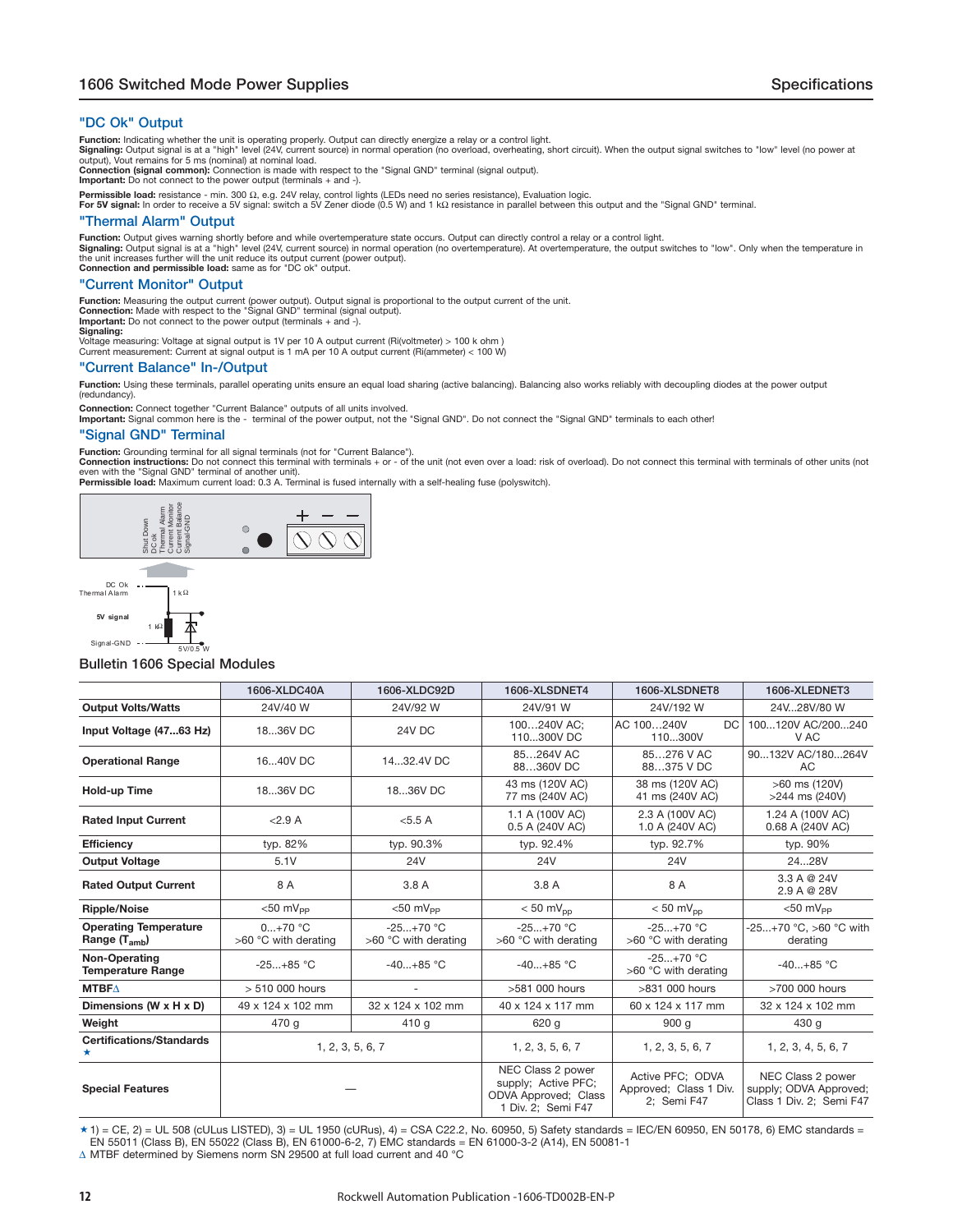## "DC Ok" Output

**Function:** Indicating whether the unit is operating properly. Output can directly energize a relay or a control light.
**Signaling:** Output signal is at a "high" level (24V, current source) in normal operation (no overload, overheating, short circuit). When the output signal switches to "low" level (no power at output), Vout remains for 5 ms (nominal) at nominal load.
**Connection (signal common):** Connection is made with respect to the "Signal GND" terminal (signal output).
**Important:** Do not connect to the power output (terminals + and -).

**Permissible load:** resistance - min. 300 Ω, e.g. 24V relay, control lights (LEDs need no series resistance), Evaluation logic.
**For 5V signal:** In order to receive a 5V signal: switch a 5V Zener diode (0.5 W) and 1 kΩ resistance in parallel between this output and the "Signal GND" terminal.

## "Thermal Alarm" Output

**Function:** Output gives warning shortly before and while overtemperature state occurs. Output can directly control a relay or a control light.
**Signaling:** Output signal is at a "high" level (24V, current source) in normal operation (no overtemperature). At overtemperature, the output switches to "low". Only when the temperature in the unit increases further will the unit reduce its output current (power output).
**Connection and permissible load:** same as for "DC ok" output.

## "Current Monitor" Output

**Function:** Measuring the output current (power output). Output signal is proportional to the output current of the unit.
**Connection:** Made with respect to the "Signal GND" terminal (signal output).
**Important:** Do not connect to the power output (terminals + and -).
**Signaling:**
Voltage measuring: Voltage at signal output is 1V per 10 A output current (Ri(voltmeter) > 100 k ohm )
Current measurement: Current at signal output is 1 mA per 10 A output current (Ri(ammeter) < 100 W)

## "Current Balance" In-/Output

**Function:** Using these terminals, parallel operating units ensure an equal load sharing (active balancing). Balancing also works reliably with decoupling diodes at the power output (redundancy).

**Connection:** Connect together "Current Balance" outputs of all units involved.
**Important:** Signal common here is the - terminal of the power output, not the "Signal GND". Do not connect the "Signal GND" terminals to each other!

## "Signal GND" Terminal

**Function:** Grounding terminal for all signal terminals (not for "Current Balance").
**Connection instructions:** Do not connect this terminal with terminals + or - of the unit (not even over a load: risk of overload). Do not connect this terminal with terminals of other units (not even with the "Signal GND" terminal of another unit).
**Permissible load:** Maximum current load: 0.3 A. Terminal is fused internally with a self-healing fuse (polyswitch).

Shut Down, DC ok, Thermal Alarm, Current Monitor, Current Balance, Signal-GND

DC Ok / Thermal Alarm — 1 kΩ — 5V signal — 1 kΩ — 5V/0.5 W — Signal-GND

## Bulletin 1606 Special Modules

| | 1606-XLDC40A | 1606-XLDC92D | 1606-XLSDNET4 | 1606-XLSDNET8 | 1606-XLEDNET3 |
|---|---|---|---|---|---|
| **Output Volts/Watts** | 24V/40 W | 24V/92 W | 24V/91 W | 24V/192 W | 24V...28V/80 W |
| **Input Voltage (47...63 Hz)** | 18...36V DC | 24V DC | 100…240V AC; 110...300V DC | AC 100…240V DC 110...300V | 100...120V AC/200...240 V AC |
| **Operational Range** | 16...40V DC | 14...32.4V DC | 85…264V AC 88...360V DC | 85…276 V AC 88...375 V DC | 90...132V AC/180...264V AC |
| **Hold-up Time** | 18...36V DC | 18...36V DC | 43 ms (120V AC) 77 ms (240V AC) | 38 ms (120V AC) 41 ms (240V AC) | >60 ms (120V) >244 ms (240V) |
| **Rated Input Current** | <2.9 A | <5.5 A | 1.1 A (100V AC) 0.5 A (240V AC) | 2.3 A (100V AC) 1.0 A (240V AC) | 1.24 A (100V AC) 0.68 A (240V AC) |
| **Efficiency** | typ. 82% | typ. 90.3% | typ. 92.4% | typ. 92.7% | typ. 90% |
| **Output Voltage** | 5.1V | 24V | 24V | 24V | 24...28V |
| **Rated Output Current** | 8 A | 3.8 A | 3.8 A | 8 A | 3.3 A @ 24V 2.9 A @ 28V |
| **Ripple/Noise** | <50 $mV_{PP}$ | <50 $mV_{PP}$ | < 50 $mV_{pp}$ | < 50 $mV_{pp}$ | <50 $mV_{PP}$ |
| **Operating Temperature Range ($T_{amb}$)** | 0...+70 °C >60 °C with derating | -25...+70 °C >60 °C with derating | -25...+70 °C >60 °C with derating | -25...+70 °C >60 °C with derating | -25...+70 °C, >60 °C with derating |
| **Non-Operating Temperature Range** | -25...+85 °C | -40...+85 °C | -40...+85 °C | -25...+70 °C >60 °C with derating | -40...+85 °C |
| **MTBF∆** | > 510 000 hours | - | >581 000 hours | >831 000 hours | >700 000 hours |
| **Dimensions (W x H x D)** | 49 x 124 x 102 mm | 32 x 124 x 102 mm | 40 x 124 x 117 mm | 60 x 124 x 117 mm | 32 x 124 x 102 mm |
| **Weight** | 470 g | 410 g | 620 g | 900 g | 430 g |
| **Certifications/Standards ★** | 1, 2, 3, 5, 6, 7 | | 1, 2, 3, 5, 6, 7 | 1, 2, 3, 5, 6, 7 | 1, 2, 3, 4, 5, 6, 7 |
| **Special Features** | — | | NEC Class 2 power supply; Active PFC; ODVA Approved; Class 1 Div. 2; Semi F47 | Active PFC; ODVA Approved; Class 1 Div. 2; Semi F47 | NEC Class 2 power supply; ODVA Approved; Class 1 Div. 2; Semi F47 |

★ 1) = CE, 2) = UL 508 (cULus LISTED), 3) = UL 1950 (cURus), 4) = CSA C22.2, No. 60950, 5) Safety standards = IEC/EN 60950, EN 50178, 6) EMC standards = EN 55011 (Class B), EN 55022 (Class B), EN 61000-6-2, 7) EMC standards = EN 61000-3-2 (A14), EN 50081-1
∆ MTBF determined by Siemens norm SN 29500 at full load current and 40 °C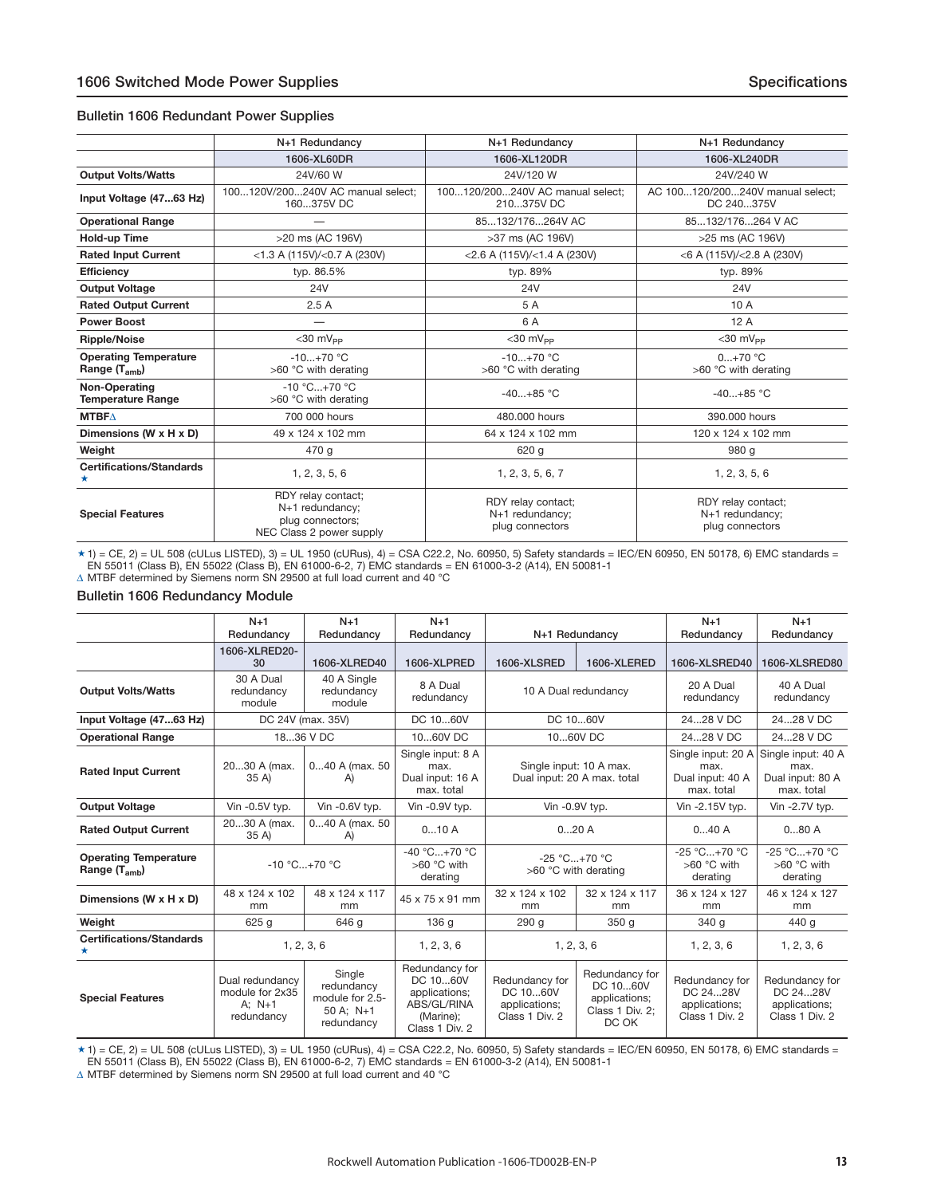## Bulletin 1606 Redundant Power Supplies

| | N+1 Redundancy | N+1 Redundancy | N+1 Redundancy |
|---|---|---|---|
| | 1606-XL60DR | 1606-XL120DR | 1606-XL240DR |
| **Output Volts/Watts** | 24V/60 W | 24V/120 W | 24V/240 W |
| **Input Voltage (47...63 Hz)** | 100...120V/200...240V AC manual select; 160...375V DC | 100...120/200...240V AC manual select; 210...375V DC | AC 100...120/200...240V manual select; DC 240...375V |
| **Operational Range** | — | 85...132/176...264V AC | 85...132/176...264 V AC |
| **Hold-up Time** | >20 ms (AC 196V) | >37 ms (AC 196V) | >25 ms (AC 196V) |
| **Rated Input Current** | <1.3 A (115V)/<0.7 A (230V) | <2.6 A (115V)/<1.4 A (230V) | <6 A (115V)/<2.8 A (230V) |
| **Efficiency** | typ. 86.5% | typ. 89% | typ. 89% |
| **Output Voltage** | 24V | 24V | 24V |
| **Rated Output Current** | 2.5 A | 5 A | 10 A |
| **Power Boost** | — | 6 A | 12 A |
| **Ripple/Noise** | <30 $mV_{PP}$ | <30 $mV_{PP}$ | <30 $mV_{PP}$ |
| **Operating Temperature Range ($T_{amb}$)** | -10...+70 °C >60 °C with derating | -10...+70 °C >60 °C with derating | 0...+70 °C >60 °C with derating |
| **Non-Operating Temperature Range** | -10 °C...+70 °C >60 °C with derating | -40...+85 °C | -40...+85 °C |
| **MTBF∆** | 700 000 hours | 480.000 hours | 390.000 hours |
| **Dimensions (W x H x D)** | 49 x 124 x 102 mm | 64 x 124 x 102 mm | 120 x 124 x 102 mm |
| **Weight** | 470 g | 620 g | 980 g |
| **Certifications/Standards ★** | 1, 2, 3, 5, 6 | 1, 2, 3, 5, 6, 7 | 1, 2, 3, 5, 6 |
| **Special Features** | RDY relay contact; N+1 redundancy; plug connectors; NEC Class 2 power supply | RDY relay contact; N+1 redundancy; plug connectors | RDY relay contact; N+1 redundancy; plug connectors |

★ 1) = CE, 2) = UL 508 (cULus LISTED), 3) = UL 1950 (cURus), 4) = CSA C22.2, No. 60950, 5) Safety standards = IEC/EN 60950, EN 50178, 6) EMC standards = EN 55011 (Class B), EN 55022 (Class B), EN 61000-6-2, 7) EMC standards = EN 61000-3-2 (A14), EN 50081-1

∆ MTBF determined by Siemens norm SN 29500 at full load current and 40 °C

## Bulletin 1606 Redundancy Module

| | N+1 Redundancy | N+1 Redundancy | N+1 Redundancy | N+1 Redundancy | | N+1 Redundancy | N+1 Redundancy |
|---|---|---|---|---|---|---|---|
| | 1606-XLRED20-30 | 1606-XLRED40 | 1606-XLPRED | 1606-XLSRED | 1606-XLERED | 1606-XLSRED40 | 1606-XLSRED80 |
| **Output Volts/Watts** | 30 A Dual redundancy module | 40 A Single redundancy module | 8 A Dual redundancy | 10 A Dual redundancy | | 20 A Dual redundancy | 40 A Dual redundancy |
| **Input Voltage (47...63 Hz)** | DC 24V (max. 35V) | | DC 10...60V | DC 10...60V | | 24...28 V DC | 24...28 V DC |
| **Operational Range** | 18...36 V DC | | 10...60V DC | 10...60V DC | | 24...28 V DC | 24...28 V DC |
| **Rated Input Current** | 20...30 A (max. 35 A) | 0...40 A (max. 50 A) | Single input: 8 A max. Dual input: 16 A max. total | Single input: 10 A max. Dual input: 20 A max. total | | Single input: 20 A max. Dual input: 40 A max. total | Single input: 40 A max. Dual input: 80 A max. total |
| **Output Voltage** | Vin -0.5V typ. | Vin -0.6V typ. | Vin -0.9V typ. | Vin -0.9V typ. | | Vin -2.15V typ. | Vin -2.7V typ. |
| **Rated Output Current** | 20...30 A (max. 35 A) | 0...40 A (max. 50 A) | 0...10 A | 0...20 A | | 0...40 A | 0...80 A |
| **Operating Temperature Range ($T_{amb}$)** | -10 °C...+70 °C | | -40 °C...+70 °C >60 °C with derating | -25 °C...+70 °C >60 °C with derating | | -25 °C...+70 °C >60 °C with derating | -25 °C...+70 °C >60 °C with derating |
| **Dimensions (W x H x D)** | 48 x 124 x 102 mm | 48 x 124 x 117 mm | 45 x 75 x 91 mm | 32 x 124 x 102 mm | 32 x 124 x 117 mm | 36 x 124 x 127 mm | 46 x 124 x 127 mm |
| **Weight** | 625 g | 646 g | 136 g | 290 g | 350 g | 340 g | 440 g |
| **Certifications/Standards ★** | 1, 2, 3, 6 | | 1, 2, 3, 6 | 1, 2, 3, 6 | | 1, 2, 3, 6 | 1, 2, 3, 6 |
| **Special Features** | Dual redundancy module for 2x35 A; N+1 redundancy | Single redundancy module for 2.5-50 A; N+1 redundancy | Redundancy for DC 10...60V applications; ABS/GL/RINA (Marine); Class 1 Div. 2 | Redundancy for DC 10...60V applications; Class 1 Div. 2 | Redundancy for DC 10...60V applications; Class 1 Div. 2; DC OK | Redundancy for DC 24...28V applications; Class 1 Div. 2 | Redundancy for DC 24...28V applications; Class 1 Div. 2 |

★ 1) = CE, 2) = UL 508 (cULus LISTED), 3) = UL 1950 (cURus), 4) = CSA C22.2, No. 60950, 5) Safety standards = IEC/EN 60950, EN 50178, 6) EMC standards = EN 55011 (Class B), EN 55022 (Class B), EN 61000-6-2, 7) EMC standards = EN 61000-3-2 (A14), EN 50081-1

∆ MTBF determined by Siemens norm SN 29500 at full load current and 40 °C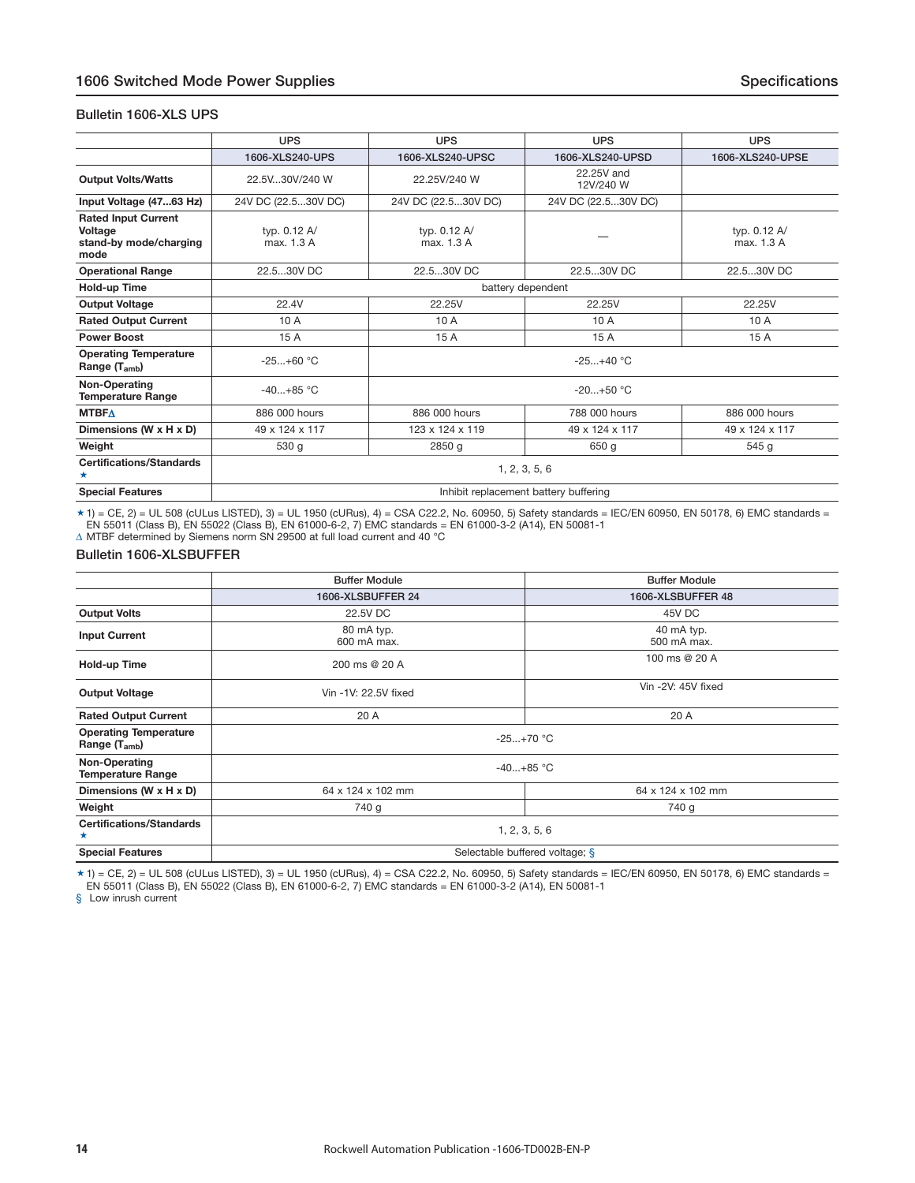## Bulletin 1606-XLS UPS

| | UPS | UPS | UPS | UPS |
|---|---|---|---|---|
| | 1606-XLS240-UPS | 1606-XLS240-UPSC | 1606-XLS240-UPSD | 1606-XLS240-UPSE |
| **Output Volts/Watts** | 22.5V...30V/240 W | 22.25V/240 W | 22.25V and 12V/240 W | |
| **Input Voltage (47...63 Hz)** | 24V DC (22.5...30V DC) | 24V DC (22.5...30V DC) | 24V DC (22.5...30V DC) | |
| **Rated Input Current Voltage stand-by mode/charging mode** | typ. 0.12 A/ max. 1.3 A | typ. 0.12 A/ max. 1.3 A | — | typ. 0.12 A/ max. 1.3 A |
| **Operational Range** | 22.5...30V DC | 22.5...30V DC | 22.5...30V DC | 22.5...30V DC |
| **Hold-up Time** | battery dependent | | | |
| **Output Voltage** | 22.4V | 22.25V | 22.25V | 22.25V |
| **Rated Output Current** | 10 A | 10 A | 10 A | 10 A |
| **Power Boost** | 15 A | 15 A | 15 A | 15 A |
| **Operating Temperature Range ($T_{amb}$)** | -25...+60 °C | -25...+40 °C | | |
| **Non-Operating Temperature Range** | -40...+85 °C | -20...+50 °C | | |
| **MTBF∆** | 886 000 hours | 886 000 hours | 788 000 hours | 886 000 hours |
| **Dimensions (W x H x D)** | 49 x 124 x 117 | 123 x 124 x 119 | 49 x 124 x 117 | 49 x 124 x 117 |
| **Weight** | 530 g | 2850 g | 650 g | 545 g |
| **Certifications/Standards ★** | 1, 2, 3, 5, 6 | | | |
| **Special Features** | Inhibit replacement battery buffering | | | |

★ 1) = CE, 2) = UL 508 (cULus LISTED), 3) = UL 1950 (cURus), 4) = CSA C22.2, No. 60950, 5) Safety standards = IEC/EN 60950, EN 50178, 6) EMC standards = EN 55011 (Class B), EN 55022 (Class B), EN 61000-6-2, 7) EMC standards = EN 61000-3-2 (A14), EN 50081-1

∆ MTBF determined by Siemens norm SN 29500 at full load current and 40 °C

## Bulletin 1606-XLSBUFFER

| | Buffer Module | Buffer Module |
|---|---|---|
| | 1606-XLSBUFFER 24 | 1606-XLSBUFFER 48 |
| **Output Volts** | 22.5V DC | 45V DC |
| **Input Current** | 80 mA typ. 600 mA max. | 40 mA typ. 500 mA max. |
| **Hold-up Time** | 200 ms @ 20 A | 100 ms @ 20 A |
| **Output Voltage** | Vin -1V: 22.5V fixed | Vin -2V: 45V fixed |
| **Rated Output Current** | 20 A | 20 A |
| **Operating Temperature Range ($T_{amb}$)** | -25...+70 °C | |
| **Non-Operating Temperature Range** | -40...+85 °C | |
| **Dimensions (W x H x D)** | 64 x 124 x 102 mm | 64 x 124 x 102 mm |
| **Weight** | 740 g | 740 g |
| **Certifications/Standards ★** | 1, 2, 3, 5, 6 | |
| **Special Features** | Selectable buffered voltage; § | |

★ 1) = CE, 2) = UL 508 (cULus LISTED), 3) = UL 1950 (cURus), 4) = CSA C22.2, No. 60950, 5) Safety standards = IEC/EN 60950, EN 50178, 6) EMC standards = EN 55011 (Class B), EN 55022 (Class B), EN 61000-6-2, 7) EMC standards = EN 61000-3-2 (A14), EN 50081-1

§ Low inrush current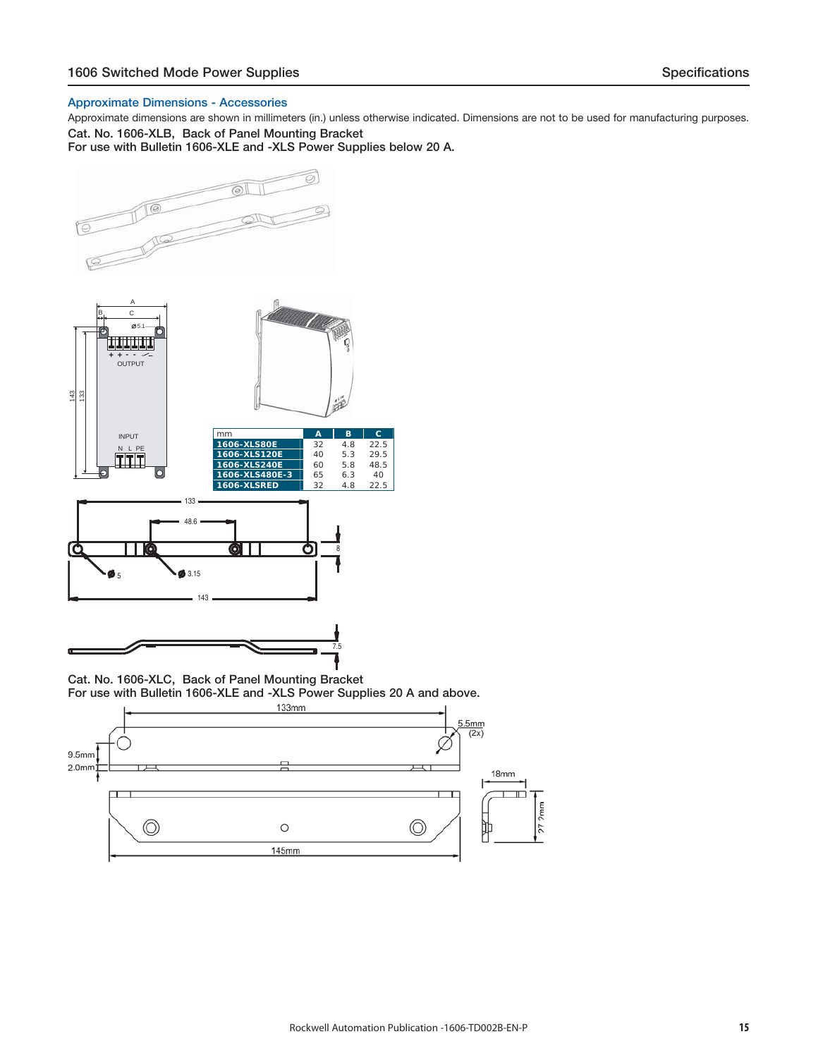## Approximate Dimensions - Accessories

Approximate dimensions are shown in millimeters (in.) unless otherwise indicated. Dimensions are not to be used for manufacturing purposes.

**Cat. No. 1606-XLB, Back of Panel Mounting Bracket**
**For use with Bulletin 1606-XLE and -XLS Power Supplies below 20 A.**

| mm | A | B | C |
|---|---|---|---|
| 1606-XLS80E | 32 | 4.8 | 22.5 |
| 1606-XLS120E | 40 | 5.3 | 29.5 |
| 1606-XLS240E | 60 | 5.8 | 48.5 |
| 1606-XLS480E-3 | 65 | 6.3 | 40 |
| 1606-XLSRED | 32 | 4.8 | 22.5 |

**Cat. No. 1606-XLC, Back of Panel Mounting Bracket**
**For use with Bulletin 1606-XLE and -XLS Power Supplies 20 A and above.**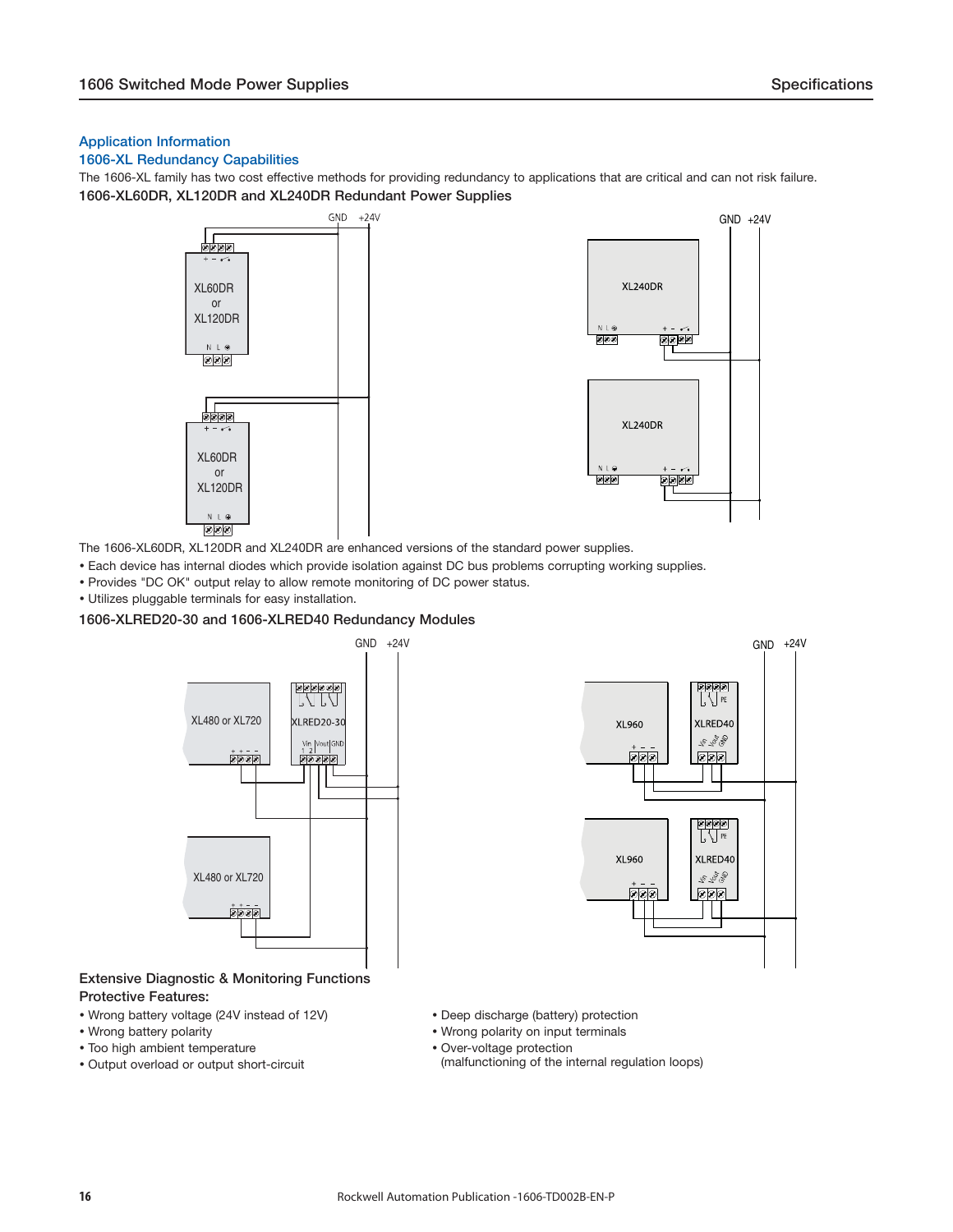## Application Information

### 1606-XL Redundancy Capabilities

The 1606-XL family has two cost effective methods for providing redundancy to applications that are critical and can not risk failure.

**1606-XL60DR, XL120DR and XL240DR Redundant Power Supplies**

The 1606-XL60DR, XL120DR and XL240DR are enhanced versions of the standard power supplies.

- Each device has internal diodes which provide isolation against DC bus problems corrupting working supplies.
- Provides "DC OK" output relay to allow remote monitoring of DC power status.
- Utilizes pluggable terminals for easy installation.

**1606-XLRED20-30 and 1606-XLRED40 Redundancy Modules**

**Extensive Diagnostic & Monitoring Functions**

**Protective Features:**

- Wrong battery voltage (24V instead of 12V)
- Wrong battery polarity
- Too high ambient temperature
- Output overload or output short-circuit
- Deep discharge (battery) protection
- Wrong polarity on input terminals
- Over-voltage protection (malfunctioning of the internal regulation loops)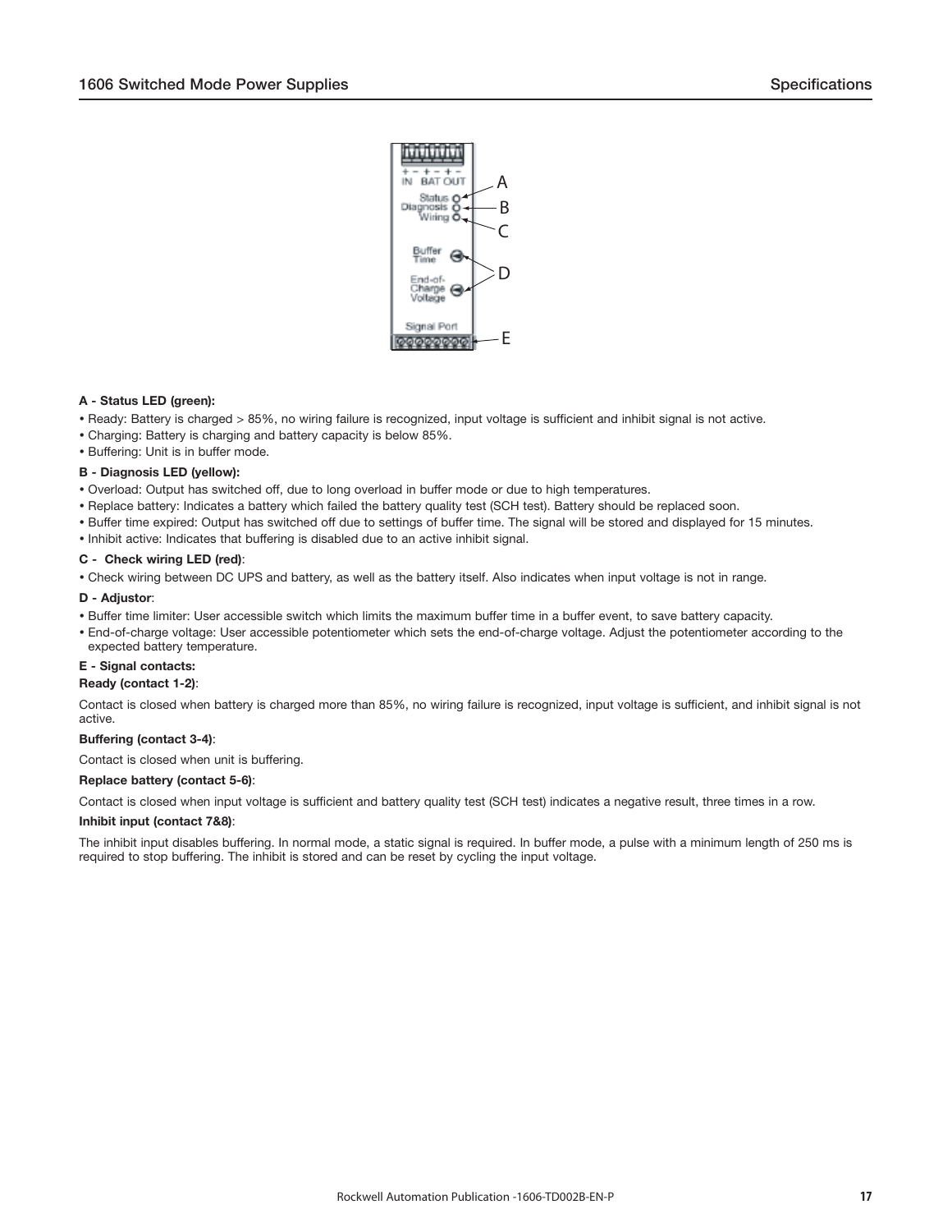**A - Status LED (green):**

- Ready: Battery is charged > 85%, no wiring failure is recognized, input voltage is sufficient and inhibit signal is not active.
- Charging: Battery is charging and battery capacity is below 85%.
- Buffering: Unit is in buffer mode.

**B - Diagnosis LED (yellow):**

- Overload: Output has switched off, due to long overload in buffer mode or due to high temperatures.
- Replace battery: Indicates a battery which failed the battery quality test (SCH test). Battery should be replaced soon.
- Buffer time expired: Output has switched off due to settings of buffer time. The signal will be stored and displayed for 15 minutes.
- Inhibit active: Indicates that buffering is disabled due to an active inhibit signal.

**C - Check wiring LED (red)**:

- Check wiring between DC UPS and battery, as well as the battery itself. Also indicates when input voltage is not in range.

**D - Adjustor**:

- Buffer time limiter: User accessible switch which limits the maximum buffer time in a buffer event, to save battery capacity.
- End-of-charge voltage: User accessible potentiometer which sets the end-of-charge voltage. Adjust the potentiometer according to the expected battery temperature.

**E - Signal contacts:**

**Ready (contact 1-2)**:

Contact is closed when battery is charged more than 85%, no wiring failure is recognized, input voltage is sufficient, and inhibit signal is not active.

**Buffering (contact 3-4)**:

Contact is closed when unit is buffering.

**Replace battery (contact 5-6)**:

Contact is closed when input voltage is sufficient and battery quality test (SCH test) indicates a negative result, three times in a row.

**Inhibit input (contact 7&8)**:

The inhibit input disables buffering. In normal mode, a static signal is required. In buffer mode, a pulse with a minimum length of 250 ms is required to stop buffering. The inhibit is stored and can be reset by cycling the input voltage.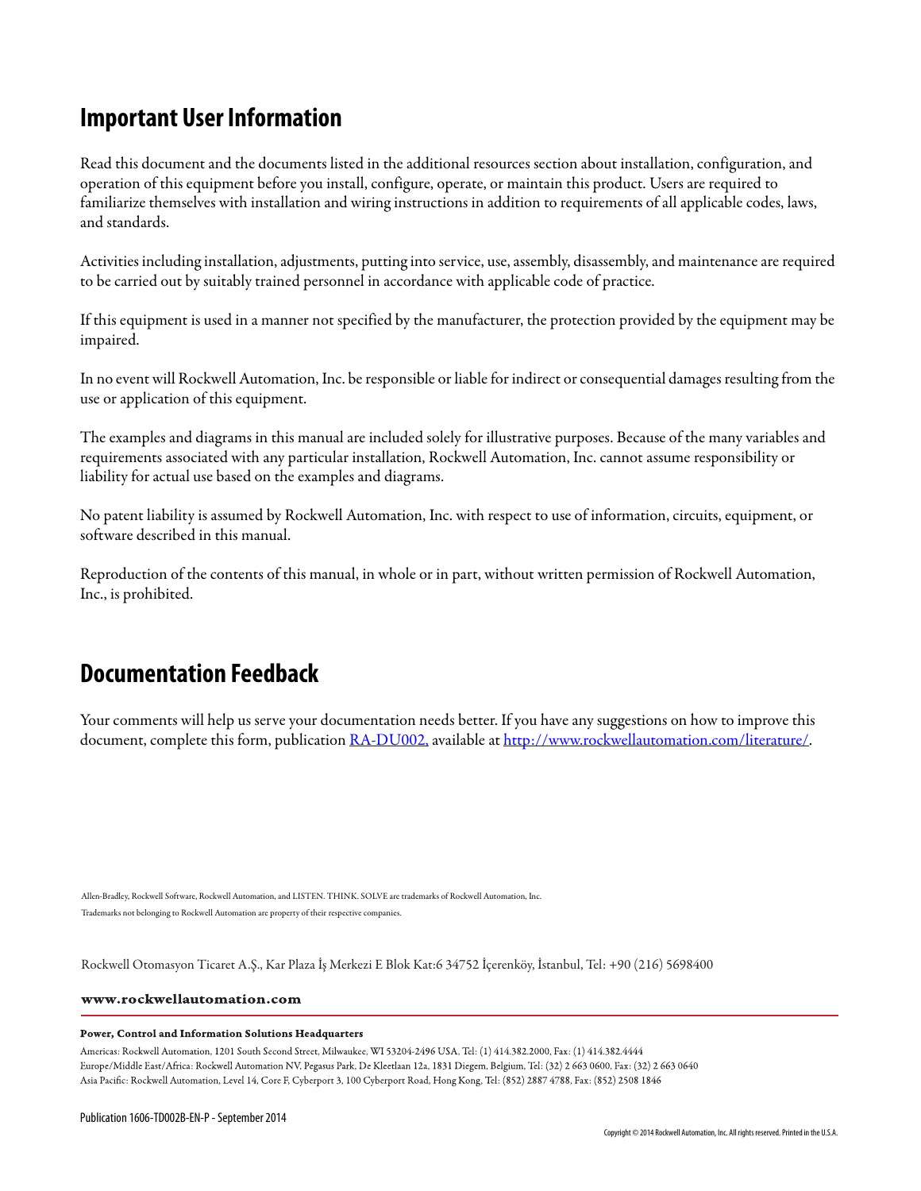## Important User Information

Read this document and the documents listed in the additional resources section about installation, configuration, and operation of this equipment before you install, configure, operate, or maintain this product. Users are required to familiarize themselves with installation and wiring instructions in addition to requirements of all applicable codes, laws, and standards.

Activities including installation, adjustments, putting into service, use, assembly, disassembly, and maintenance are required to be carried out by suitably trained personnel in accordance with applicable code of practice.

If this equipment is used in a manner not specified by the manufacturer, the protection provided by the equipment may be impaired.

In no event will Rockwell Automation, Inc. be responsible or liable for indirect or consequential damages resulting from the use or application of this equipment.

The examples and diagrams in this manual are included solely for illustrative purposes. Because of the many variables and requirements associated with any particular installation, Rockwell Automation, Inc. cannot assume responsibility or liability for actual use based on the examples and diagrams.

No patent liability is assumed by Rockwell Automation, Inc. with respect to use of information, circuits, equipment, or software described in this manual.

Reproduction of the contents of this manual, in whole or in part, without written permission of Rockwell Automation, Inc., is prohibited.

## Documentation Feedback

Your comments will help us serve your documentation needs better. If you have any suggestions on how to improve this document, complete this form, publication RA-DU002, available at http://www.rockwellautomation.com/literature/.

Allen-Bradley, Rockwell Software, Rockwell Automation, and LISTEN. THINK. SOLVE are trademarks of Rockwell Automation, Inc.

Trademarks not belonging to Rockwell Automation are property of their respective companies.

Rockwell Otomasyon Ticaret A.Ş., Kar Plaza İş Merkezi E Blok Kat:6 34752 İçerenköy, İstanbul, Tel: +90 (216) 5698400

**www.rockwellautomation.com**

**Power, Control and Information Solutions Headquarters**

Americas: Rockwell Automation, 1201 South Second Street, Milwaukee, WI 53204-2496 USA, Tel: (1) 414.382.2000, Fax: (1) 414.382.4444
Europe/Middle East/Africa: Rockwell Automation NV, Pegasus Park, De Kleetlaan 12a, 1831 Diegem, Belgium, Tel: (32) 2 663 0600, Fax: (32) 2 663 0640
Asia Pacific: Rockwell Automation, Level 14, Core F, Cyberport 3, 100 Cyberport Road, Hong Kong, Tel: (852) 2887 4788, Fax: (852) 2508 1846

Publication 1606-TD002B-EN-P - September 2014

Copyright © 2014 Rockwell Automation, Inc. All rights reserved. Printed in the U.S.A.